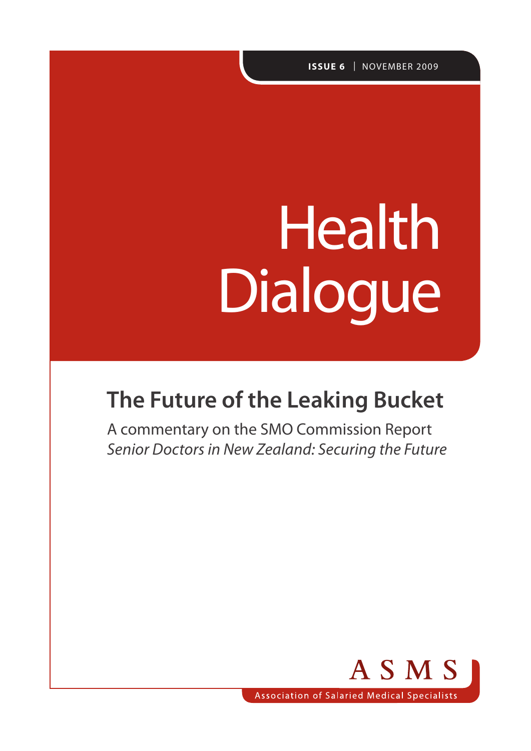**ISSUE 6** | NOVEMBER 2009

# Health Dialogue

## The Future of the Leaking Bucket

A commentary on the SMO Commission Report
*Senior Doctors in New Zealand: Securing the Future*

ASMS

Association of Salaried Medical Specialists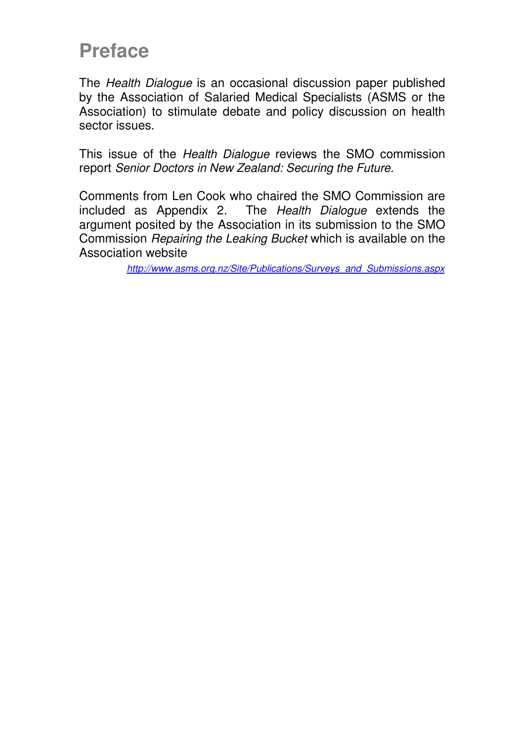# Preface

The *Health Dialogue* is an occasional discussion paper published by the Association of Salaried Medical Specialists (ASMS or the Association) to stimulate debate and policy discussion on health sector issues.

This issue of the *Health Dialogue* reviews the SMO commission report *Senior Doctors in New Zealand: Securing the Future*.

Comments from Len Cook who chaired the SMO Commission are included as Appendix 2. The *Health Dialogue* extends the argument posited by the Association in its submission to the SMO Commission *Repairing the Leaking Bucket* which is available on the Association website

http://www.asms.org.nz/Site/Publications/Surveys_and_Submissions.aspx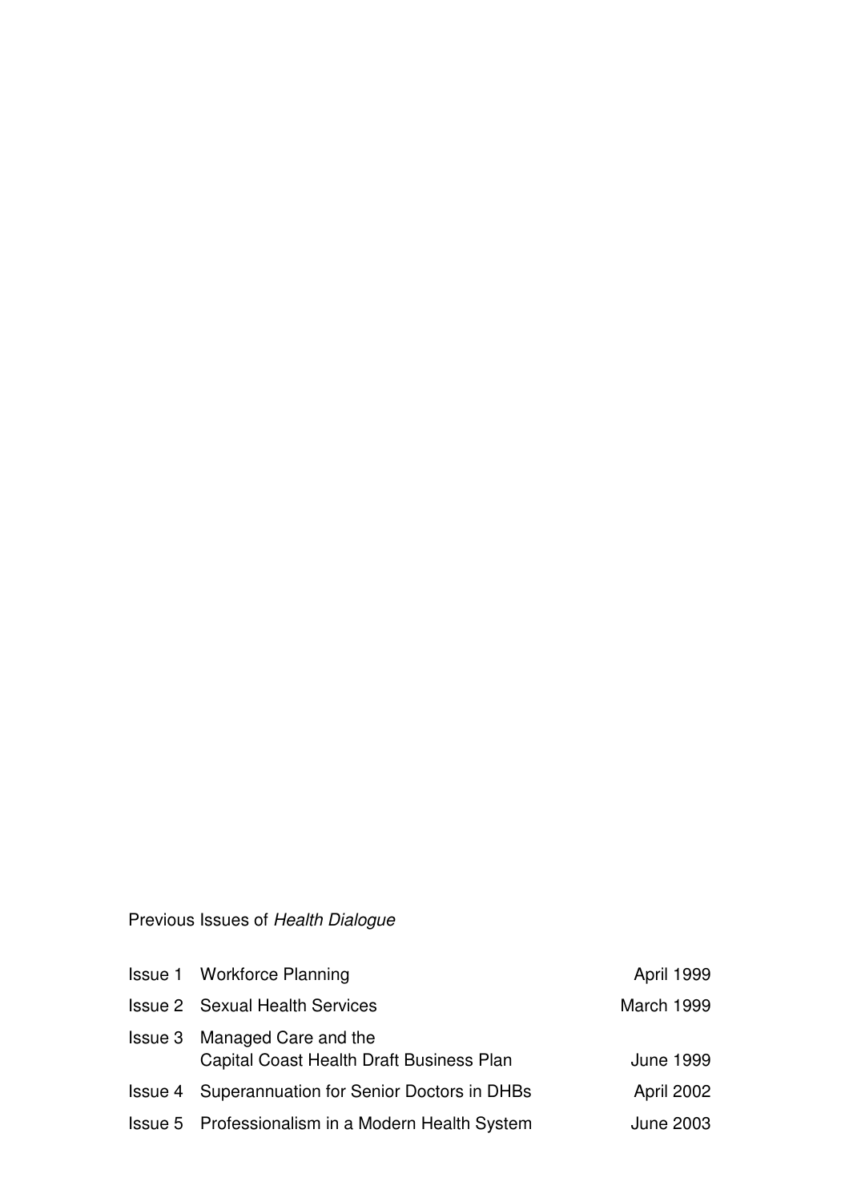Previous Issues of *Health Dialogue*

| | | |
|---|---|---|
| Issue 1 | Workforce Planning | April 1999 |
| Issue 2 | Sexual Health Services | March 1999 |
| Issue 3 | Managed Care and the Capital Coast Health Draft Business Plan | June 1999 |
| Issue 4 | Superannuation for Senior Doctors in DHBs | April 2002 |
| Issue 5 | Professionalism in a Modern Health System | June 2003 |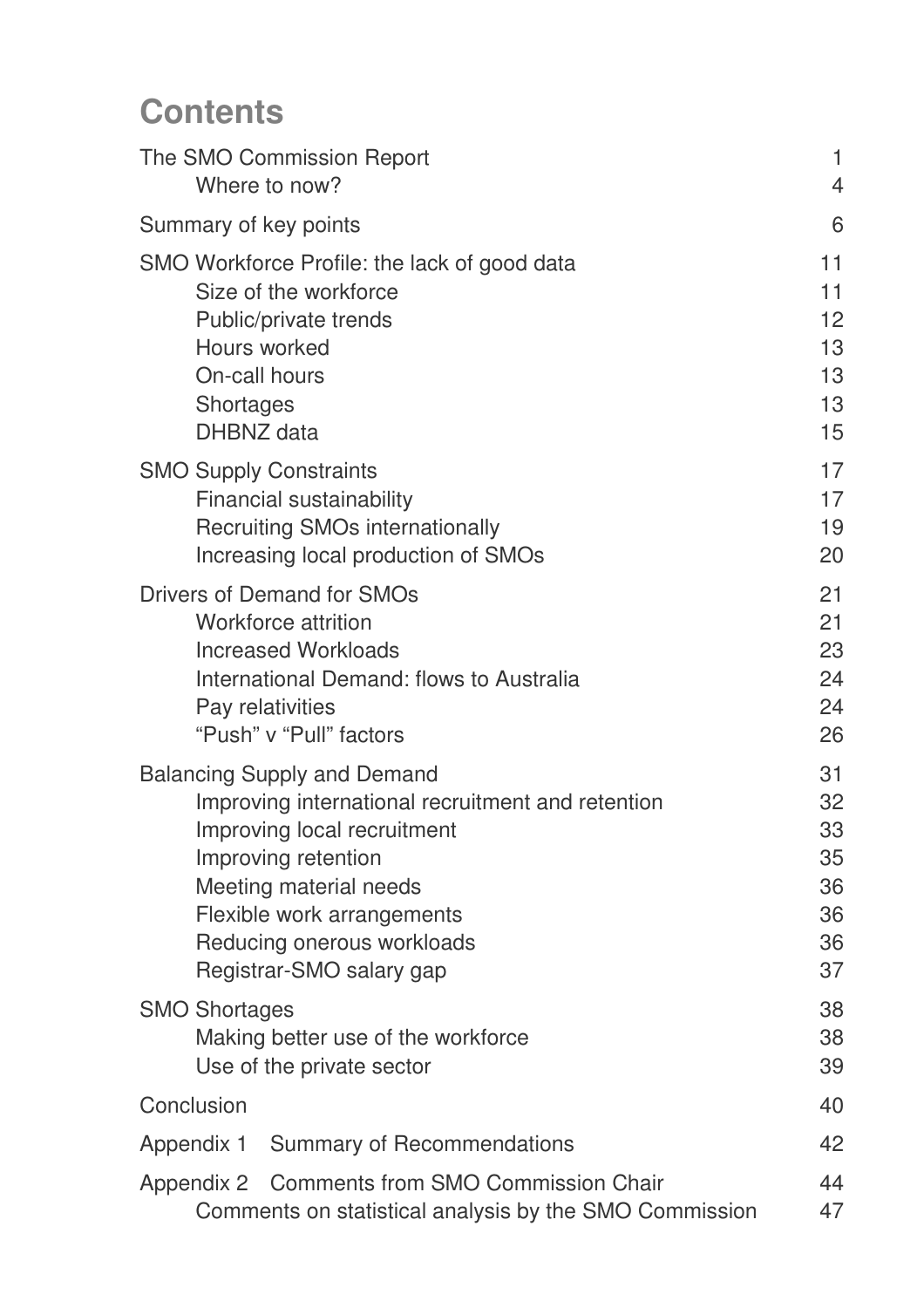# Contents

| | |
|---|---|
| The SMO Commission Report | 1 |
| Where to now? | 4 |
| Summary of key points | 6 |
| SMO Workforce Profile: the lack of good data | 11 |
| Size of the workforce | 11 |
| Public/private trends | 12 |
| Hours worked | 13 |
| On-call hours | 13 |
| Shortages | 13 |
| DHBNZ data | 15 |
| SMO Supply Constraints | 17 |
| Financial sustainability | 17 |
| Recruiting SMOs internationally | 19 |
| Increasing local production of SMOs | 20 |
| Drivers of Demand for SMOs | 21 |
| Workforce attrition | 21 |
| Increased Workloads | 23 |
| International Demand: flows to Australia | 24 |
| Pay relativities | 24 |
| "Push" v "Pull" factors | 26 |
| Balancing Supply and Demand | 31 |
| Improving international recruitment and retention | 32 |
| Improving local recruitment | 33 |
| Improving retention | 35 |
| Meeting material needs | 36 |
| Flexible work arrangements | 36 |
| Reducing onerous workloads | 36 |
| Registrar-SMO salary gap | 37 |
| SMO Shortages | 38 |
| Making better use of the workforce | 38 |
| Use of the private sector | 39 |
| Conclusion | 40 |
| Appendix 1 Summary of Recommendations | 42 |
| Appendix 2 Comments from SMO Commission Chair | 44 |
| Comments on statistical analysis by the SMO Commission | 47 |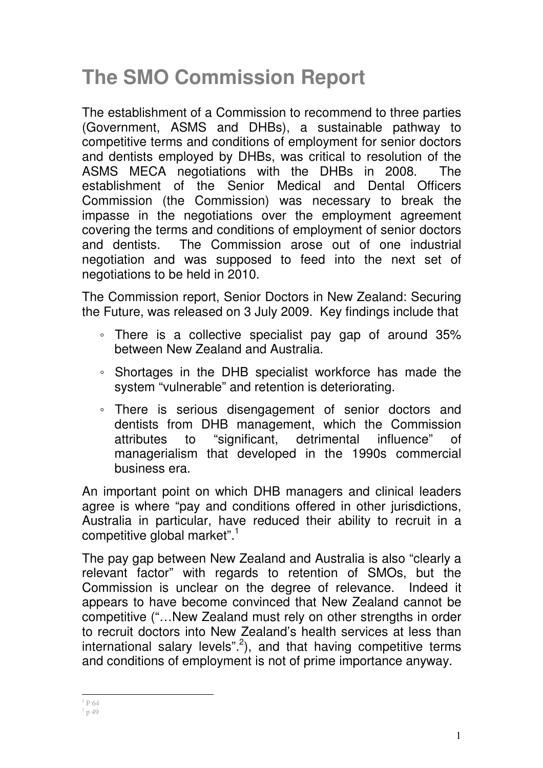# The SMO Commission Report

The establishment of a Commission to recommend to three parties (Government, ASMS and DHBs), a sustainable pathway to competitive terms and conditions of employment for senior doctors and dentists employed by DHBs, was critical to resolution of the ASMS MECA negotiations with the DHBs in 2008. The establishment of the Senior Medical and Dental Officers Commission (the Commission) was necessary to break the impasse in the negotiations over the employment agreement covering the terms and conditions of employment of senior doctors and dentists. The Commission arose out of one industrial negotiation and was supposed to feed into the next set of negotiations to be held in 2010.

The Commission report, Senior Doctors in New Zealand: Securing the Future, was released on 3 July 2009. Key findings include that

- There is a collective specialist pay gap of around 35% between New Zealand and Australia.
- Shortages in the DHB specialist workforce has made the system "vulnerable" and retention is deteriorating.
- There is serious disengagement of senior doctors and dentists from DHB management, which the Commission attributes to "significant, detrimental influence" of managerialism that developed in the 1990s commercial business era.

An important point on which DHB managers and clinical leaders agree is where "pay and conditions offered in other jurisdictions, Australia in particular, have reduced their ability to recruit in a competitive global market".[1]

The pay gap between New Zealand and Australia is also "clearly a relevant factor" with regards to retention of SMOs, but the Commission is unclear on the degree of relevance. Indeed it appears to have become convinced that New Zealand cannot be competitive ("…New Zealand must rely on other strengths in order to recruit doctors into New Zealand's health services at less than international salary levels".[2]), and that having competitive terms and conditions of employment is not of prime importance anyway.

---

[1] P 64

[2] p 49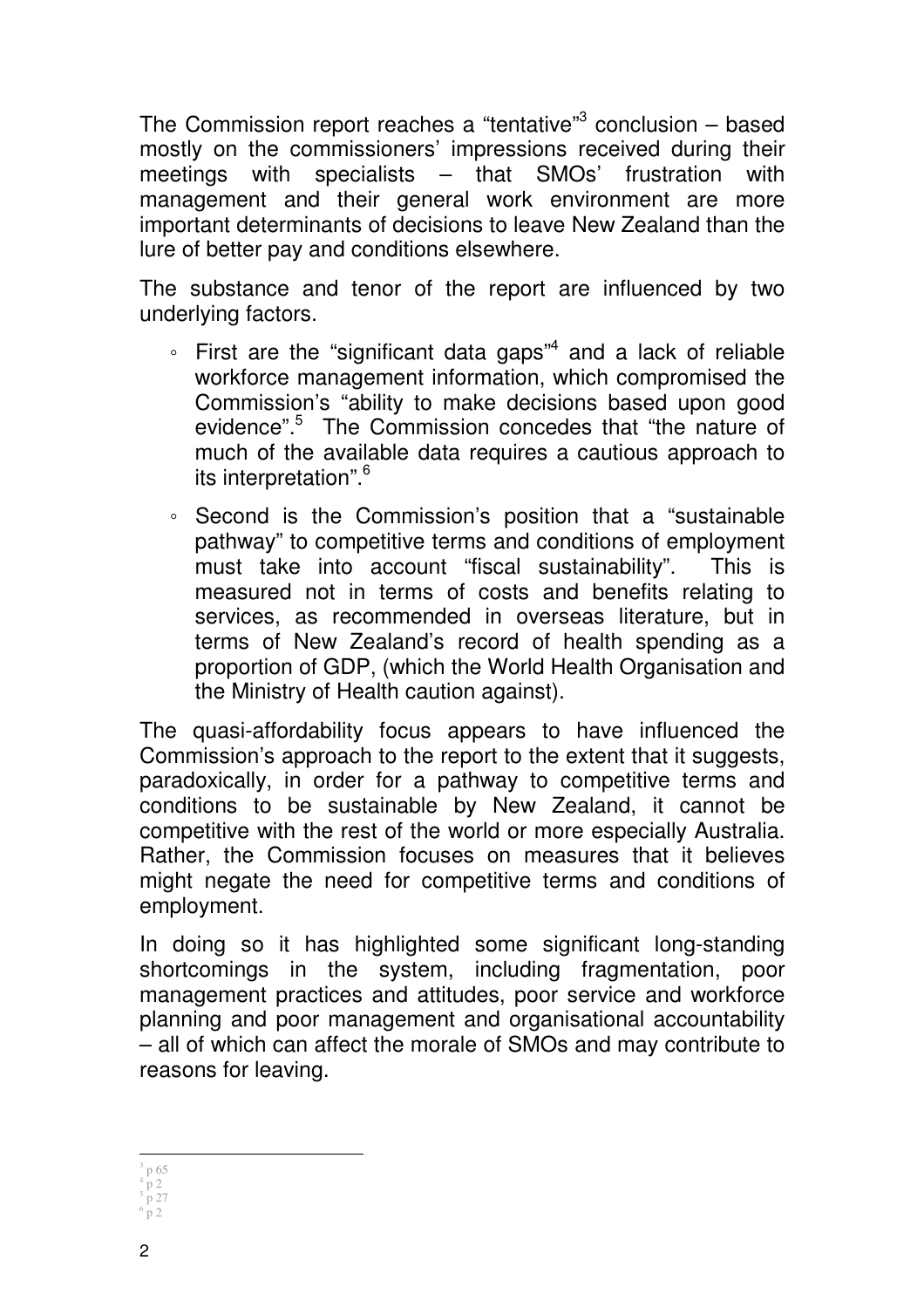The Commission report reaches a "tentative"[3] conclusion – based mostly on the commissioners' impressions received during their meetings with specialists – that SMOs' frustration with management and their general work environment are more important determinants of decisions to leave New Zealand than the lure of better pay and conditions elsewhere.

The substance and tenor of the report are influenced by two underlying factors.

- First are the "significant data gaps"[4] and a lack of reliable workforce management information, which compromised the Commission's "ability to make decisions based upon good evidence".[5] The Commission concedes that "the nature of much of the available data requires a cautious approach to its interpretation".[6]
- Second is the Commission's position that a "sustainable pathway" to competitive terms and conditions of employment must take into account "fiscal sustainability". This is measured not in terms of costs and benefits relating to services, as recommended in overseas literature, but in terms of New Zealand's record of health spending as a proportion of GDP, (which the World Health Organisation and the Ministry of Health caution against).

The quasi-affordability focus appears to have influenced the Commission's approach to the report to the extent that it suggests, paradoxically, in order for a pathway to competitive terms and conditions to be sustainable by New Zealand, it cannot be competitive with the rest of the world or more especially Australia. Rather, the Commission focuses on measures that it believes might negate the need for competitive terms and conditions of employment.

In doing so it has highlighted some significant long-standing shortcomings in the system, including fragmentation, poor management practices and attitudes, poor service and workforce planning and poor management and organisational accountability – all of which can affect the morale of SMOs and may contribute to reasons for leaving.

---

[3] p 65
[4] p 2
[5] p 27
[6] p 2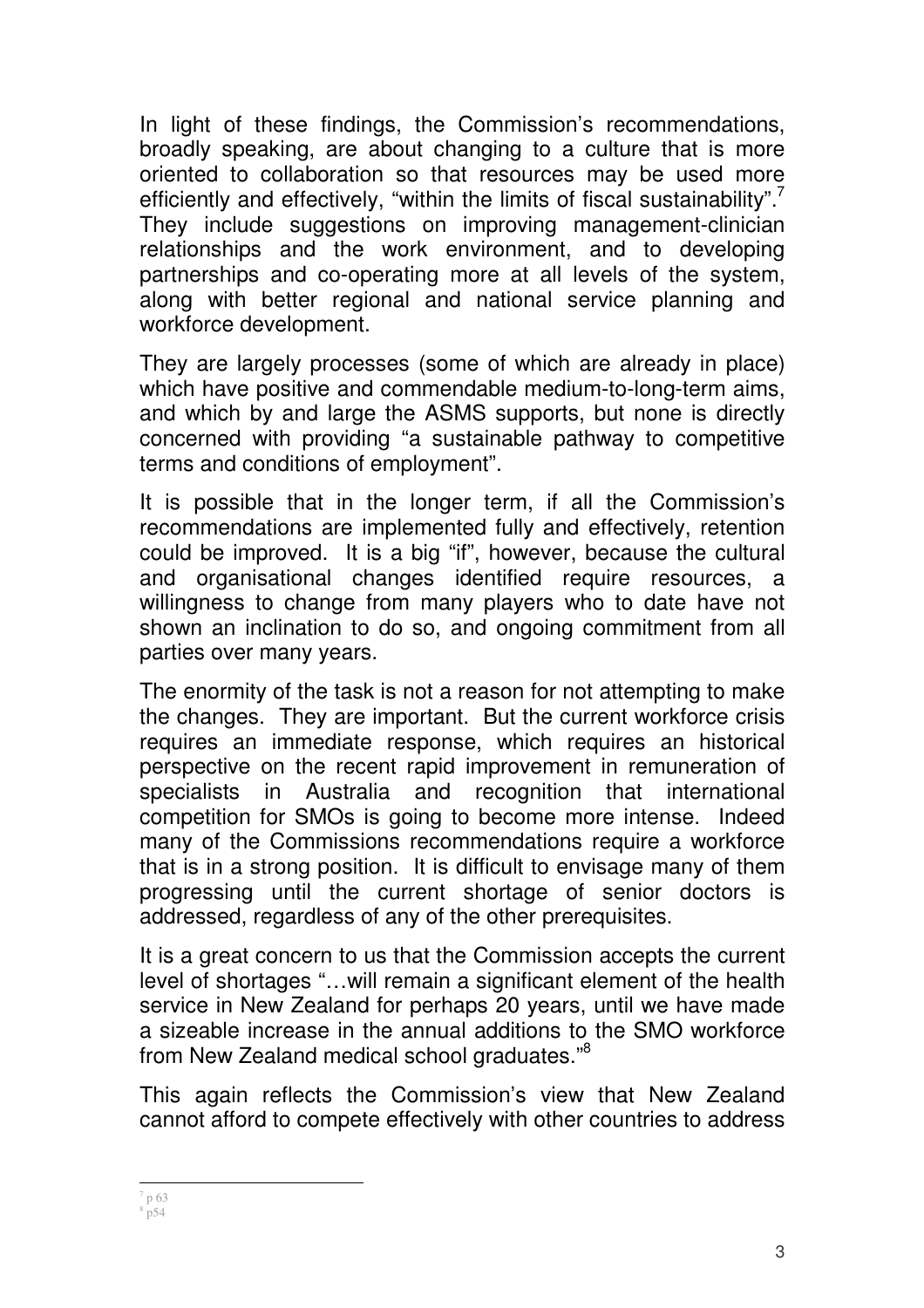In light of these findings, the Commission's recommendations, broadly speaking, are about changing to a culture that is more oriented to collaboration so that resources may be used more efficiently and effectively, "within the limits of fiscal sustainability".[7] They include suggestions on improving management-clinician relationships and the work environment, and to developing partnerships and co-operating more at all levels of the system, along with better regional and national service planning and workforce development.

They are largely processes (some of which are already in place) which have positive and commendable medium-to-long-term aims, and which by and large the ASMS supports, but none is directly concerned with providing "a sustainable pathway to competitive terms and conditions of employment".

It is possible that in the longer term, if all the Commission's recommendations are implemented fully and effectively, retention could be improved. It is a big "if", however, because the cultural and organisational changes identified require resources, a willingness to change from many players who to date have not shown an inclination to do so, and ongoing commitment from all parties over many years.

The enormity of the task is not a reason for not attempting to make the changes. They are important. But the current workforce crisis requires an immediate response, which requires an historical perspective on the recent rapid improvement in remuneration of specialists in Australia and recognition that international competition for SMOs is going to become more intense. Indeed many of the Commissions recommendations require a workforce that is in a strong position. It is difficult to envisage many of them progressing until the current shortage of senior doctors is addressed, regardless of any of the other prerequisites.

It is a great concern to us that the Commission accepts the current level of shortages "…will remain a significant element of the health service in New Zealand for perhaps 20 years, until we have made a sizeable increase in the annual additions to the SMO workforce from New Zealand medical school graduates."[8]

This again reflects the Commission's view that New Zealand cannot afford to compete effectively with other countries to address

---

[7] p 63
[8] p54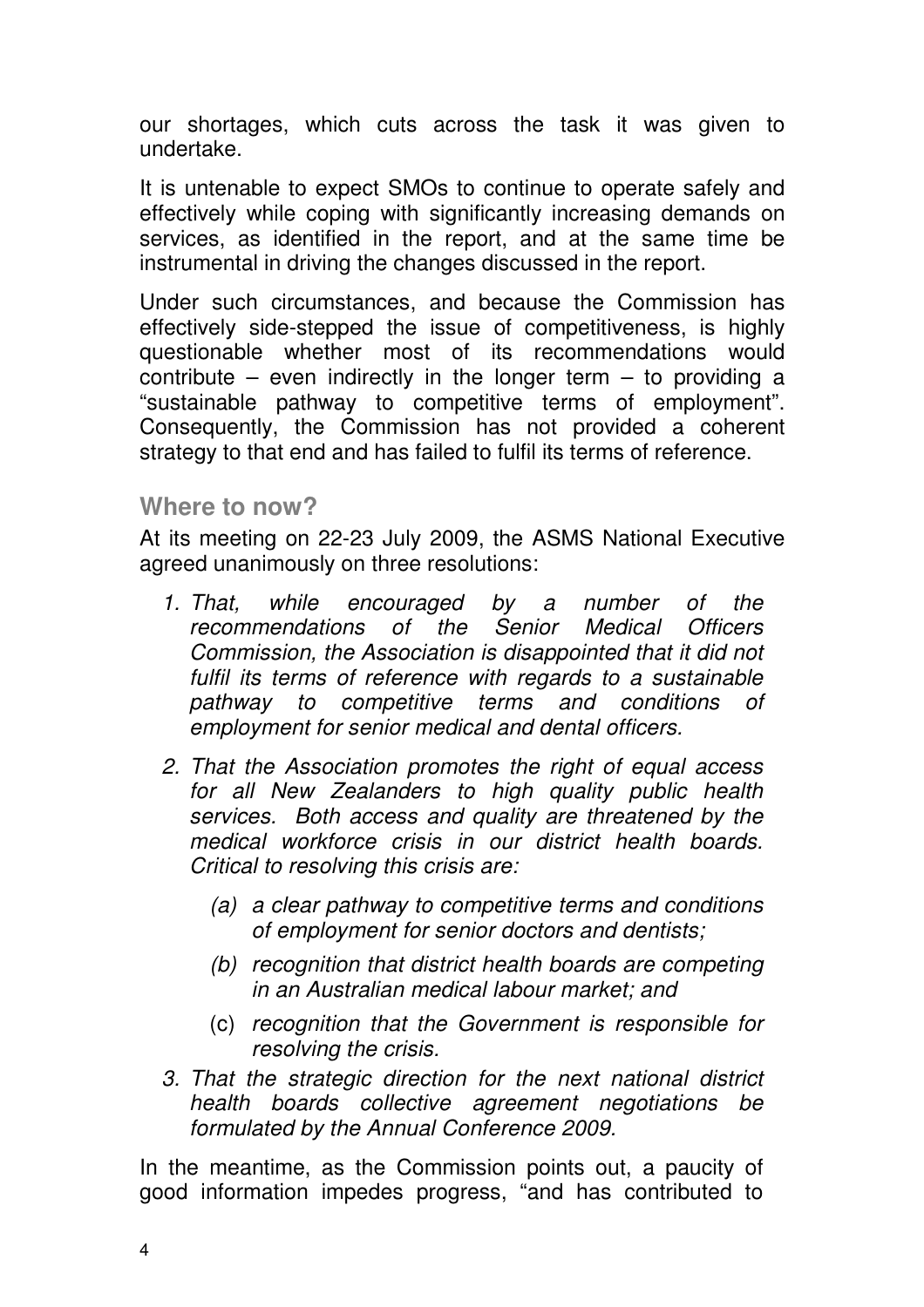our shortages, which cuts across the task it was given to undertake.

It is untenable to expect SMOs to continue to operate safely and effectively while coping with significantly increasing demands on services, as identified in the report, and at the same time be instrumental in driving the changes discussed in the report.

Under such circumstances, and because the Commission has effectively side-stepped the issue of competitiveness, is highly questionable whether most of its recommendations would contribute – even indirectly in the longer term – to providing a "sustainable pathway to competitive terms of employment". Consequently, the Commission has not provided a coherent strategy to that end and has failed to fulfil its terms of reference.

## Where to now?

At its meeting on 22-23 July 2009, the ASMS National Executive agreed unanimously on three resolutions:

1. *That, while encouraged by a number of the recommendations of the Senior Medical Officers Commission, the Association is disappointed that it did not fulfil its terms of reference with regards to a sustainable pathway to competitive terms and conditions of employment for senior medical and dental officers.*
2. *That the Association promotes the right of equal access for all New Zealanders to high quality public health services. Both access and quality are threatened by the medical workforce crisis in our district health boards. Critical to resolving this crisis are:*
   - (a) *a clear pathway to competitive terms and conditions of employment for senior doctors and dentists;*
   - (b) *recognition that district health boards are competing in an Australian medical labour market; and*
   - (c) *recognition that the Government is responsible for resolving the crisis.*
3. *That the strategic direction for the next national district health boards collective agreement negotiations be formulated by the Annual Conference 2009.*

In the meantime, as the Commission points out, a paucity of good information impedes progress, "and has contributed to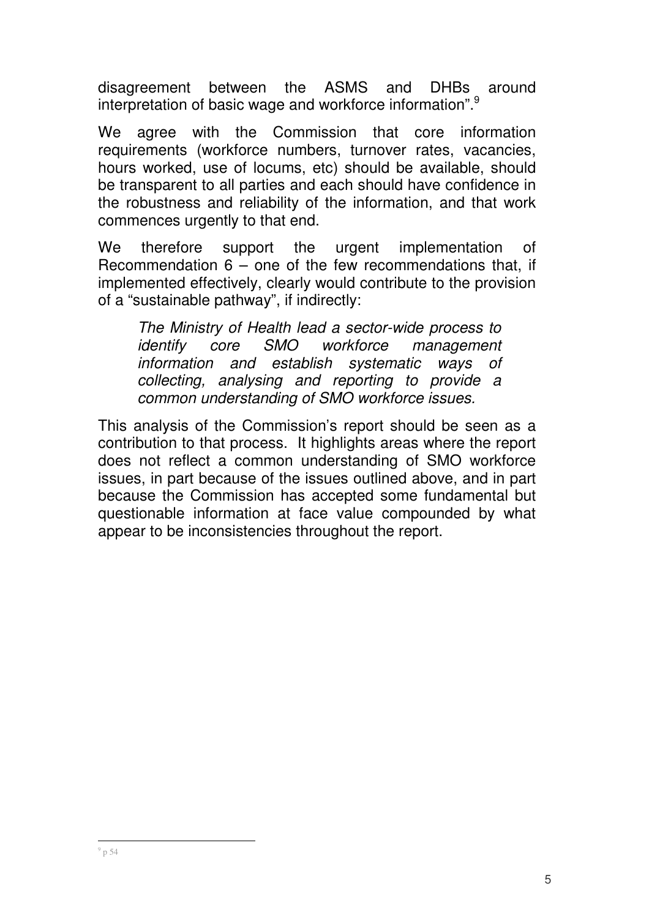disagreement between the ASMS and DHBs around interpretation of basic wage and workforce information".[9]

We agree with the Commission that core information requirements (workforce numbers, turnover rates, vacancies, hours worked, use of locums, etc) should be available, should be transparent to all parties and each should have confidence in the robustness and reliability of the information, and that work commences urgently to that end.

We therefore support the urgent implementation of Recommendation 6 – one of the few recommendations that, if implemented effectively, clearly would contribute to the provision of a "sustainable pathway", if indirectly:

> *The Ministry of Health lead a sector-wide process to identify core SMO workforce management information and establish systematic ways of collecting, analysing and reporting to provide a common understanding of SMO workforce issues.*

This analysis of the Commission's report should be seen as a contribution to that process. It highlights areas where the report does not reflect a common understanding of SMO workforce issues, in part because of the issues outlined above, and in part because the Commission has accepted some fundamental but questionable information at face value compounded by what appear to be inconsistencies throughout the report.

---

[9] p 54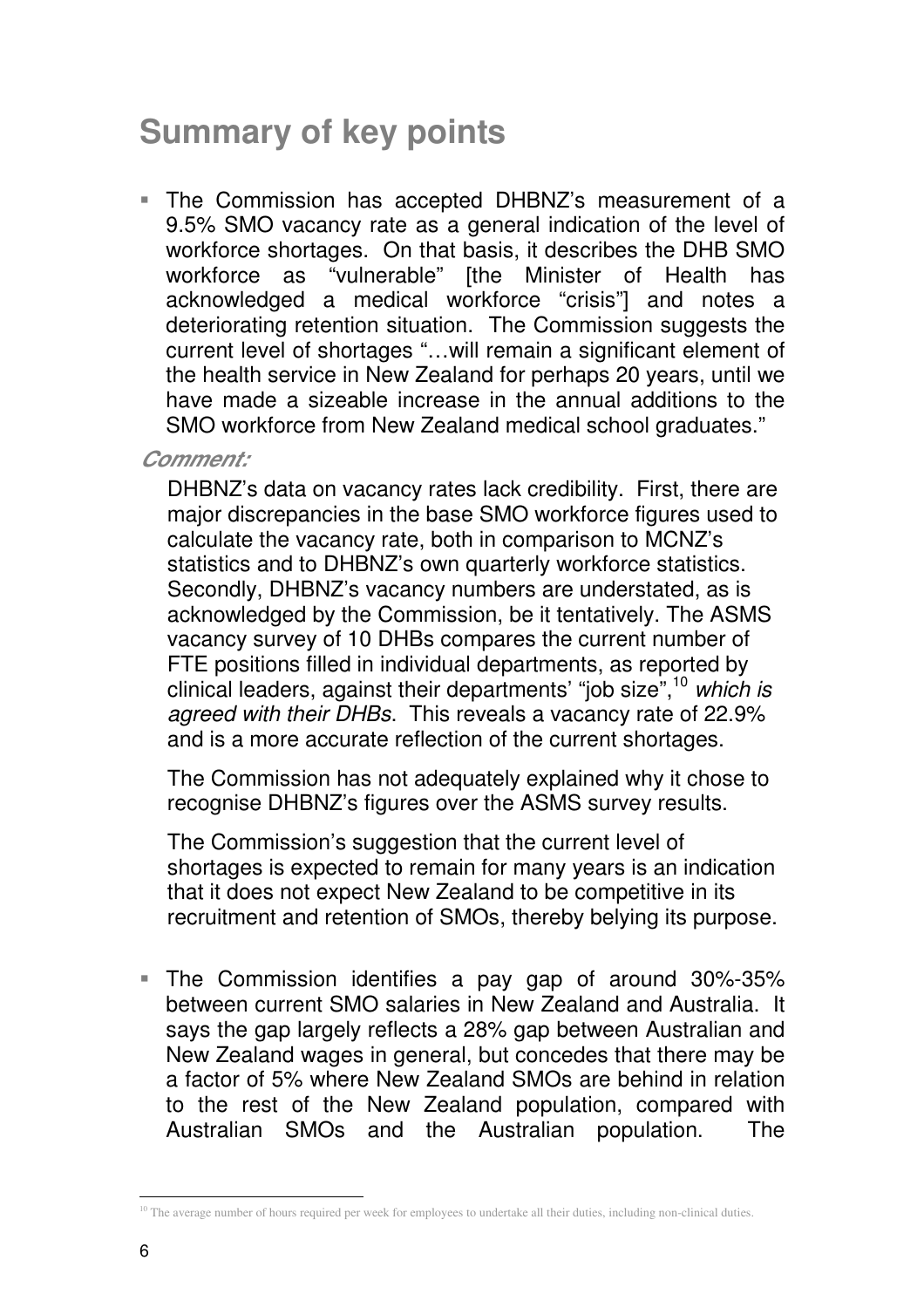# Summary of key points

- The Commission has accepted DHBNZ's measurement of a 9.5% SMO vacancy rate as a general indication of the level of workforce shortages. On that basis, it describes the DHB SMO workforce as "vulnerable" [the Minister of Health has acknowledged a medical workforce "crisis"] and notes a deteriorating retention situation. The Commission suggests the current level of shortages "…will remain a significant element of the health service in New Zealand for perhaps 20 years, until we have made a sizeable increase in the annual additions to the SMO workforce from New Zealand medical school graduates."

***Comment:***

DHBNZ's data on vacancy rates lack credibility. First, there are major discrepancies in the base SMO workforce figures used to calculate the vacancy rate, both in comparison to MCNZ's statistics and to DHBNZ's own quarterly workforce statistics. Secondly, DHBNZ's vacancy numbers are understated, as is acknowledged by the Commission, be it tentatively. The ASMS vacancy survey of 10 DHBs compares the current number of FTE positions filled in individual departments, as reported by clinical leaders, against their departments' "job size",[10] *which is agreed with their DHBs*. This reveals a vacancy rate of 22.9% and is a more accurate reflection of the current shortages.

The Commission has not adequately explained why it chose to recognise DHBNZ's figures over the ASMS survey results.

The Commission's suggestion that the current level of shortages is expected to remain for many years is an indication that it does not expect New Zealand to be competitive in its recruitment and retention of SMOs, thereby belying its purpose.

- The Commission identifies a pay gap of around 30%-35% between current SMO salaries in New Zealand and Australia. It says the gap largely reflects a 28% gap between Australian and New Zealand wages in general, but concedes that there may be a factor of 5% where New Zealand SMOs are behind in relation to the rest of the New Zealand population, compared with Australian SMOs and the Australian population. The

[10] The average number of hours required per week for employees to undertake all their duties, including non-clinical duties.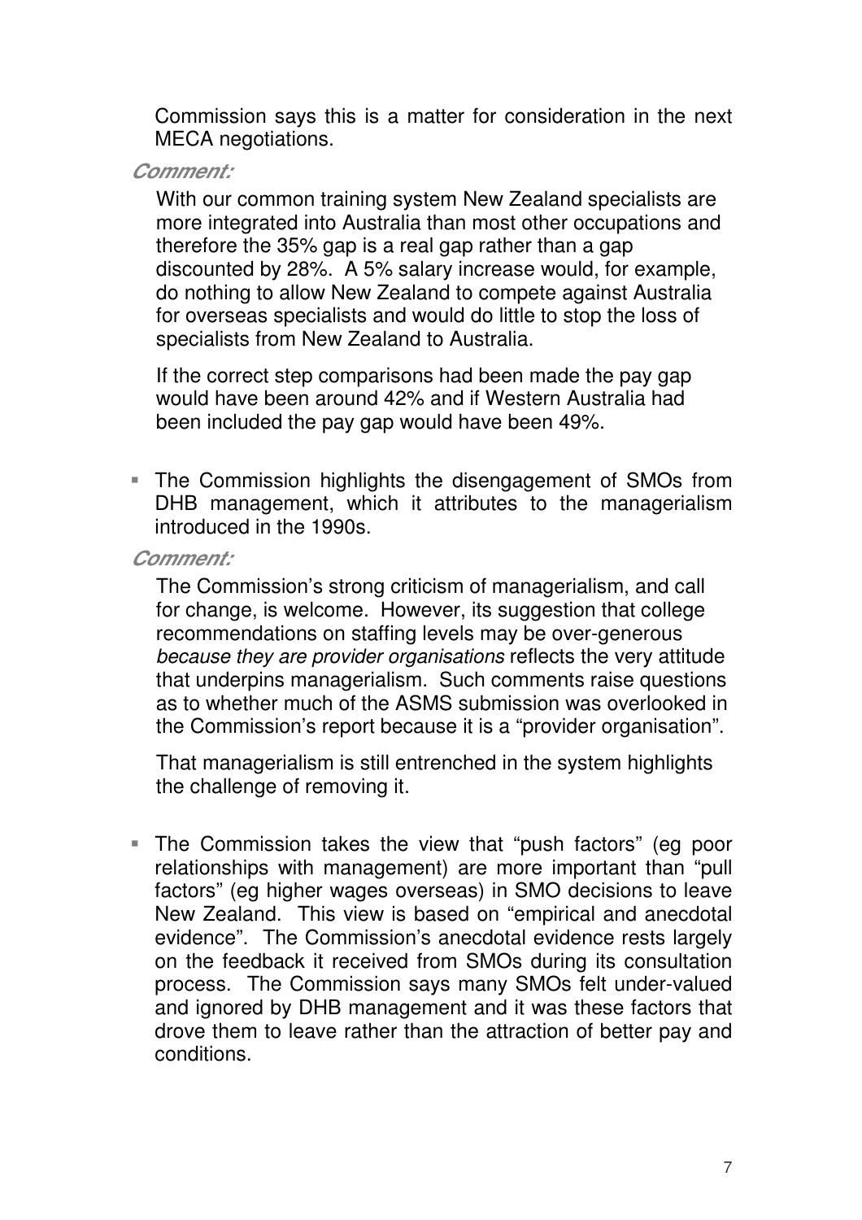Commission says this is a matter for consideration in the next MECA negotiations.

***Comment:***

With our common training system New Zealand specialists are more integrated into Australia than most other occupations and therefore the 35% gap is a real gap rather than a gap discounted by 28%. A 5% salary increase would, for example, do nothing to allow New Zealand to compete against Australia for overseas specialists and would do little to stop the loss of specialists from New Zealand to Australia.

If the correct step comparisons had been made the pay gap would have been around 42% and if Western Australia had been included the pay gap would have been 49%.

- The Commission highlights the disengagement of SMOs from DHB management, which it attributes to the managerialism introduced in the 1990s.

***Comment:***

The Commission's strong criticism of managerialism, and call for change, is welcome. However, its suggestion that college recommendations on staffing levels may be over-generous *because they are provider organisations* reflects the very attitude that underpins managerialism. Such comments raise questions as to whether much of the ASMS submission was overlooked in the Commission's report because it is a "provider organisation".

That managerialism is still entrenched in the system highlights the challenge of removing it.

- The Commission takes the view that "push factors" (eg poor relationships with management) are more important than "pull factors" (eg higher wages overseas) in SMO decisions to leave New Zealand. This view is based on "empirical and anecdotal evidence". The Commission's anecdotal evidence rests largely on the feedback it received from SMOs during its consultation process. The Commission says many SMOs felt under-valued and ignored by DHB management and it was these factors that drove them to leave rather than the attraction of better pay and conditions.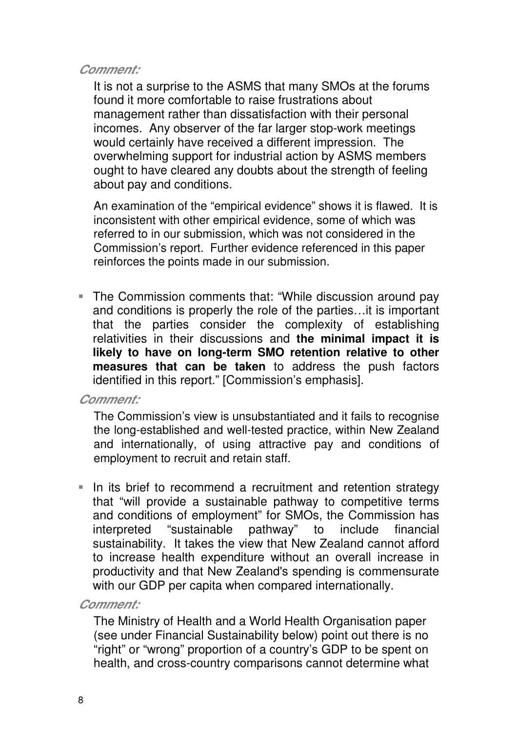***Comment:***

It is not a surprise to the ASMS that many SMOs at the forums found it more comfortable to raise frustrations about management rather than dissatisfaction with their personal incomes. Any observer of the far larger stop-work meetings would certainly have received a different impression. The overwhelming support for industrial action by ASMS members ought to have cleared any doubts about the strength of feeling about pay and conditions.

An examination of the "empirical evidence" shows it is flawed. It is inconsistent with other empirical evidence, some of which was referred to in our submission, which was not considered in the Commission's report. Further evidence referenced in this paper reinforces the points made in our submission.

- The Commission comments that: "While discussion around pay and conditions is properly the role of the parties…it is important that the parties consider the complexity of establishing relativities in their discussions and **the minimal impact it is likely to have on long-term SMO retention relative to other measures that can be taken** to address the push factors identified in this report." [Commission's emphasis].

***Comment:***

The Commission's view is unsubstantiated and it fails to recognise the long-established and well-tested practice, within New Zealand and internationally, of using attractive pay and conditions of employment to recruit and retain staff.

- In its brief to recommend a recruitment and retention strategy that "will provide a sustainable pathway to competitive terms and conditions of employment" for SMOs, the Commission has interpreted "sustainable pathway" to include financial sustainability. It takes the view that New Zealand cannot afford to increase health expenditure without an overall increase in productivity and that New Zealand's spending is commensurate with our GDP per capita when compared internationally.

***Comment:***

The Ministry of Health and a World Health Organisation paper (see under Financial Sustainability below) point out there is no "right" or "wrong" proportion of a country's GDP to be spent on health, and cross-country comparisons cannot determine what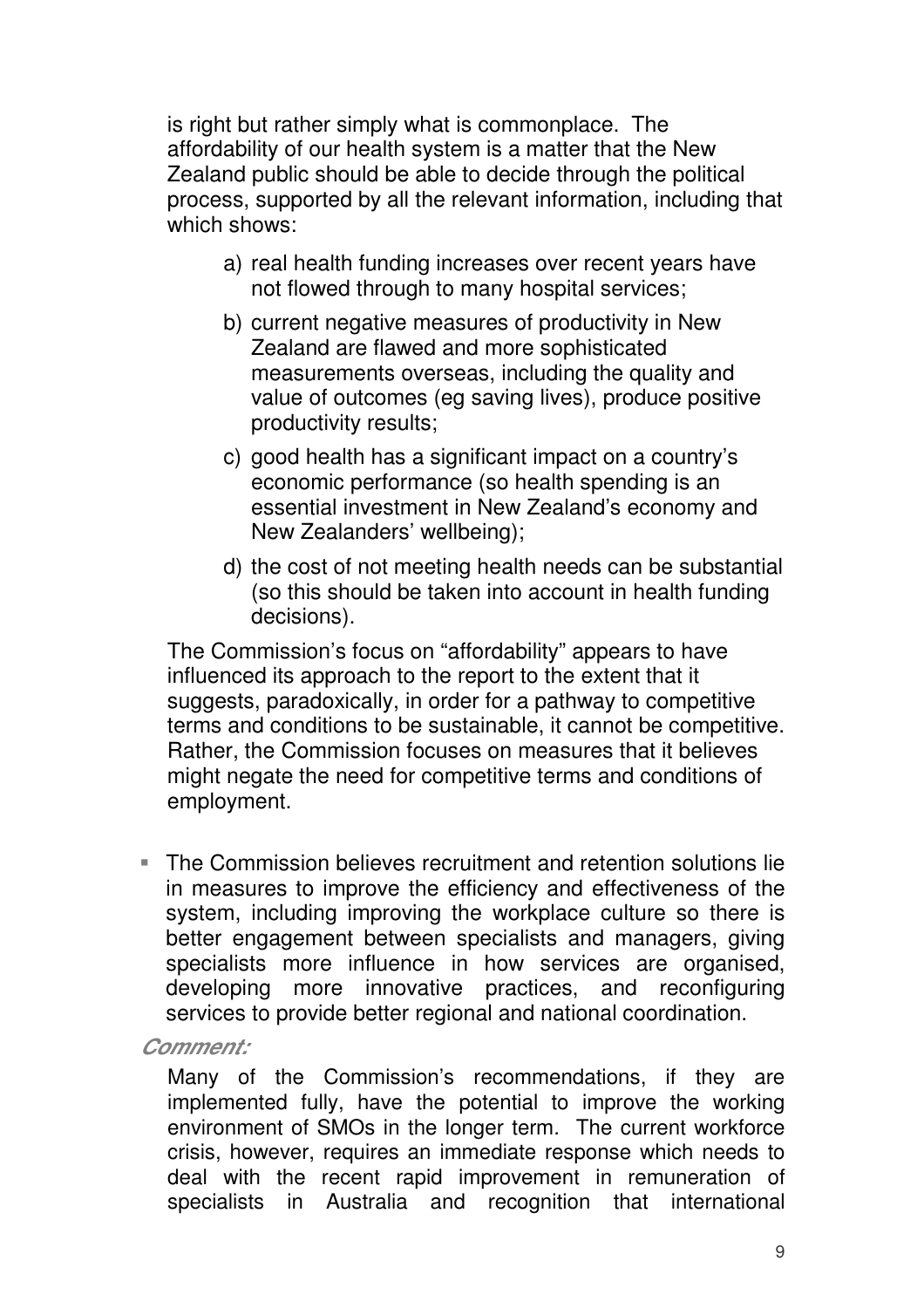is right but rather simply what is commonplace. The affordability of our health system is a matter that the New Zealand public should be able to decide through the political process, supported by all the relevant information, including that which shows:

a) real health funding increases over recent years have not flowed through to many hospital services;

b) current negative measures of productivity in New Zealand are flawed and more sophisticated measurements overseas, including the quality and value of outcomes (eg saving lives), produce positive productivity results;

c) good health has a significant impact on a country's economic performance (so health spending is an essential investment in New Zealand's economy and New Zealanders' wellbeing);

d) the cost of not meeting health needs can be substantial (so this should be taken into account in health funding decisions).

The Commission's focus on "affordability" appears to have influenced its approach to the report to the extent that it suggests, paradoxically, in order for a pathway to competitive terms and conditions to be sustainable, it cannot be competitive. Rather, the Commission focuses on measures that it believes might negate the need for competitive terms and conditions of employment.

- The Commission believes recruitment and retention solutions lie in measures to improve the efficiency and effectiveness of the system, including improving the workplace culture so there is better engagement between specialists and managers, giving specialists more influence in how services are organised, developing more innovative practices, and reconfiguring services to provide better regional and national coordination.

***Comment:***

Many of the Commission's recommendations, if they are implemented fully, have the potential to improve the working environment of SMOs in the longer term. The current workforce crisis, however, requires an immediate response which needs to deal with the recent rapid improvement in remuneration of specialists in Australia and recognition that international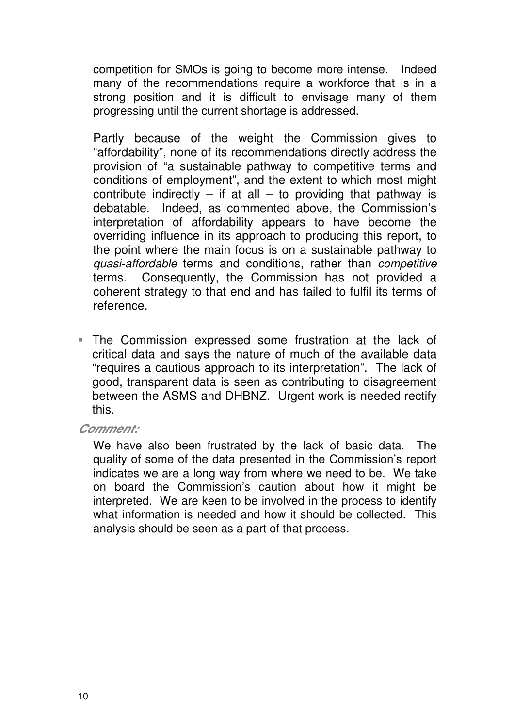competition for SMOs is going to become more intense. Indeed many of the recommendations require a workforce that is in a strong position and it is difficult to envisage many of them progressing until the current shortage is addressed.

Partly because of the weight the Commission gives to "affordability", none of its recommendations directly address the provision of "a sustainable pathway to competitive terms and conditions of employment", and the extent to which most might contribute indirectly – if at all – to providing that pathway is debatable. Indeed, as commented above, the Commission's interpretation of affordability appears to have become the overriding influence in its approach to producing this report, to the point where the main focus is on a sustainable pathway to *quasi-affordable* terms and conditions, rather than *competitive* terms. Consequently, the Commission has not provided a coherent strategy to that end and has failed to fulfil its terms of reference.

- The Commission expressed some frustration at the lack of critical data and says the nature of much of the available data "requires a cautious approach to its interpretation". The lack of good, transparent data is seen as contributing to disagreement between the ASMS and DHBNZ. Urgent work is needed rectify this.

***Comment:***

We have also been frustrated by the lack of basic data. The quality of some of the data presented in the Commission's report indicates we are a long way from where we need to be. We take on board the Commission's caution about how it might be interpreted. We are keen to be involved in the process to identify what information is needed and how it should be collected. This analysis should be seen as a part of that process.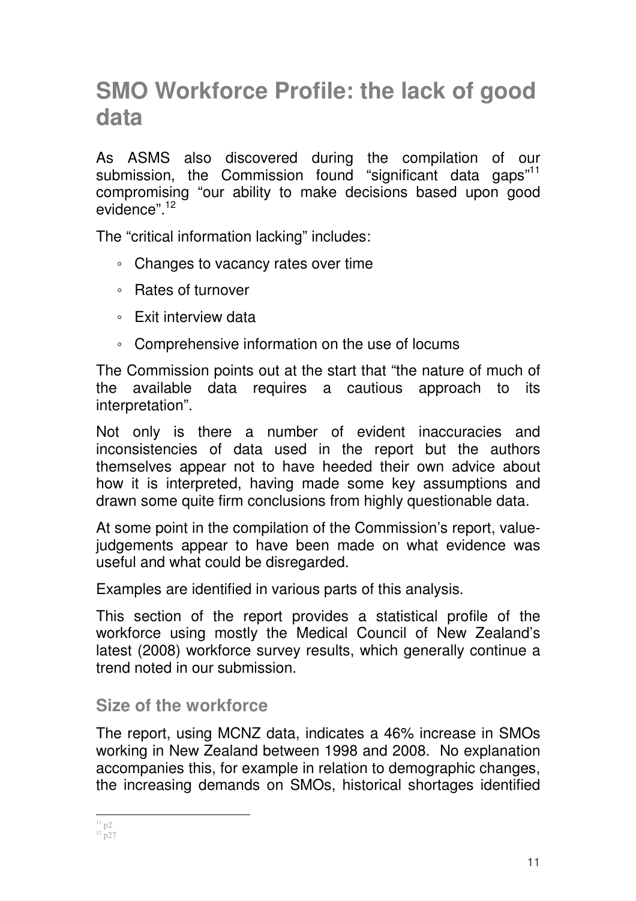# SMO Workforce Profile: the lack of good data

As ASMS also discovered during the compilation of our submission, the Commission found "significant data gaps"[11] compromising "our ability to make decisions based upon good evidence".[12]

The "critical information lacking" includes:

- Changes to vacancy rates over time
- Rates of turnover
- Exit interview data
- Comprehensive information on the use of locums

The Commission points out at the start that "the nature of much of the available data requires a cautious approach to its interpretation".

Not only is there a number of evident inaccuracies and inconsistencies of data used in the report but the authors themselves appear not to have heeded their own advice about how it is interpreted, having made some key assumptions and drawn some quite firm conclusions from highly questionable data.

At some point in the compilation of the Commission's report, value-judgements appear to have been made on what evidence was useful and what could be disregarded.

Examples are identified in various parts of this analysis.

This section of the report provides a statistical profile of the workforce using mostly the Medical Council of New Zealand's latest (2008) workforce survey results, which generally continue a trend noted in our submission.

## Size of the workforce

The report, using MCNZ data, indicates a 46% increase in SMOs working in New Zealand between 1998 and 2008. No explanation accompanies this, for example in relation to demographic changes, the increasing demands on SMOs, historical shortages identified

[11] p2
[12] p27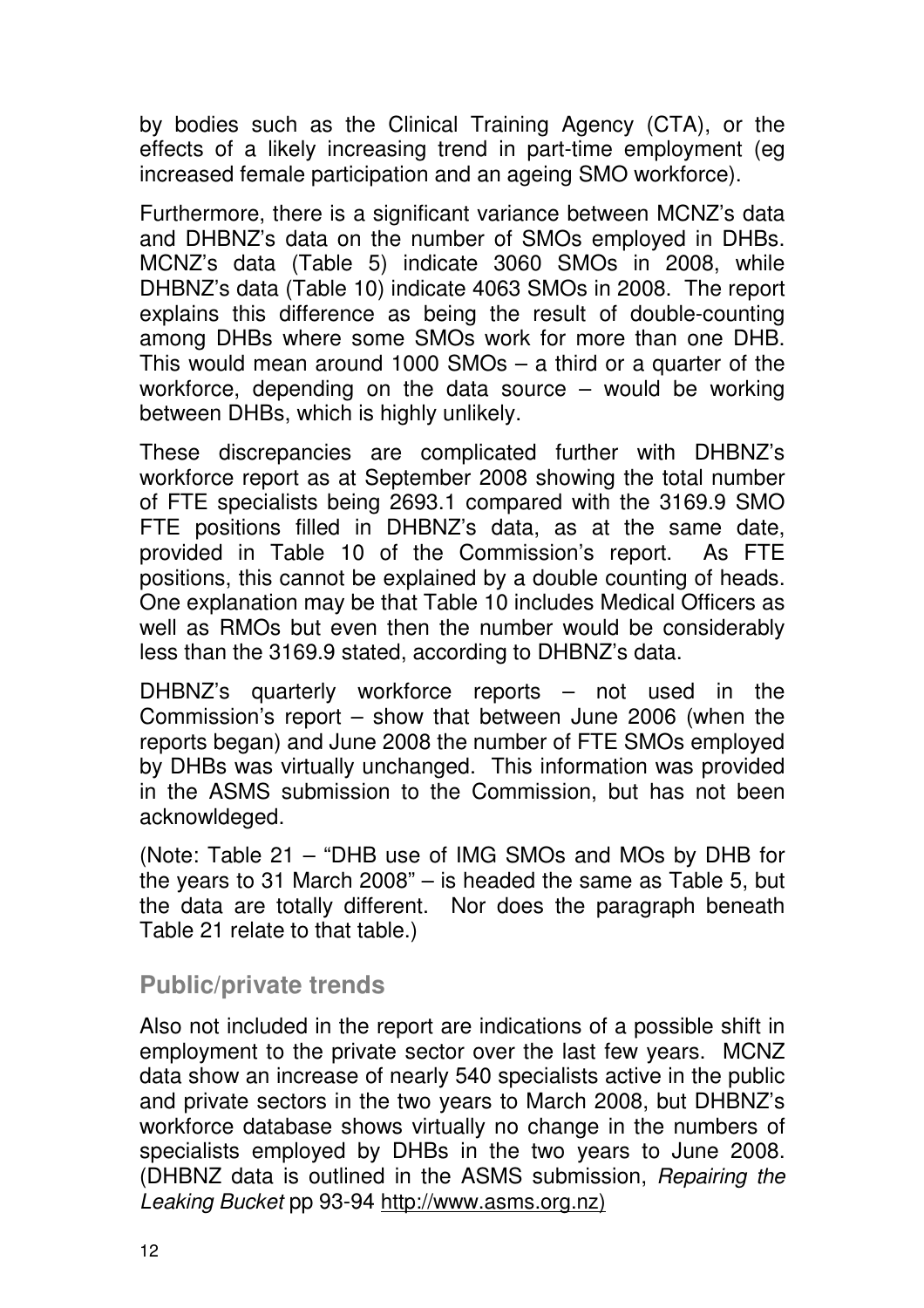by bodies such as the Clinical Training Agency (CTA), or the effects of a likely increasing trend in part-time employment (eg increased female participation and an ageing SMO workforce).

Furthermore, there is a significant variance between MCNZ's data and DHBNZ's data on the number of SMOs employed in DHBs. MCNZ's data (Table 5) indicate 3060 SMOs in 2008, while DHBNZ's data (Table 10) indicate 4063 SMOs in 2008. The report explains this difference as being the result of double-counting among DHBs where some SMOs work for more than one DHB. This would mean around 1000 SMOs – a third or a quarter of the workforce, depending on the data source – would be working between DHBs, which is highly unlikely.

These discrepancies are complicated further with DHBNZ's workforce report as at September 2008 showing the total number of FTE specialists being 2693.1 compared with the 3169.9 SMO FTE positions filled in DHBNZ's data, as at the same date, provided in Table 10 of the Commission's report. As FTE positions, this cannot be explained by a double counting of heads. One explanation may be that Table 10 includes Medical Officers as well as RMOs but even then the number would be considerably less than the 3169.9 stated, according to DHBNZ's data.

DHBNZ's quarterly workforce reports – not used in the Commission's report – show that between June 2006 (when the reports began) and June 2008 the number of FTE SMOs employed by DHBs was virtually unchanged. This information was provided in the ASMS submission to the Commission, but has not been acknowldeged.

(Note: Table 21 – "DHB use of IMG SMOs and MOs by DHB for the years to 31 March 2008" – is headed the same as Table 5, but the data are totally different. Nor does the paragraph beneath Table 21 relate to that table.)

## Public/private trends

Also not included in the report are indications of a possible shift in employment to the private sector over the last few years. MCNZ data show an increase of nearly 540 specialists active in the public and private sectors in the two years to March 2008, but DHBNZ's workforce database shows virtually no change in the numbers of specialists employed by DHBs in the two years to June 2008. (DHBNZ data is outlined in the ASMS submission, *Repairing the Leaking Bucket* pp 93-94 http://www.asms.org.nz)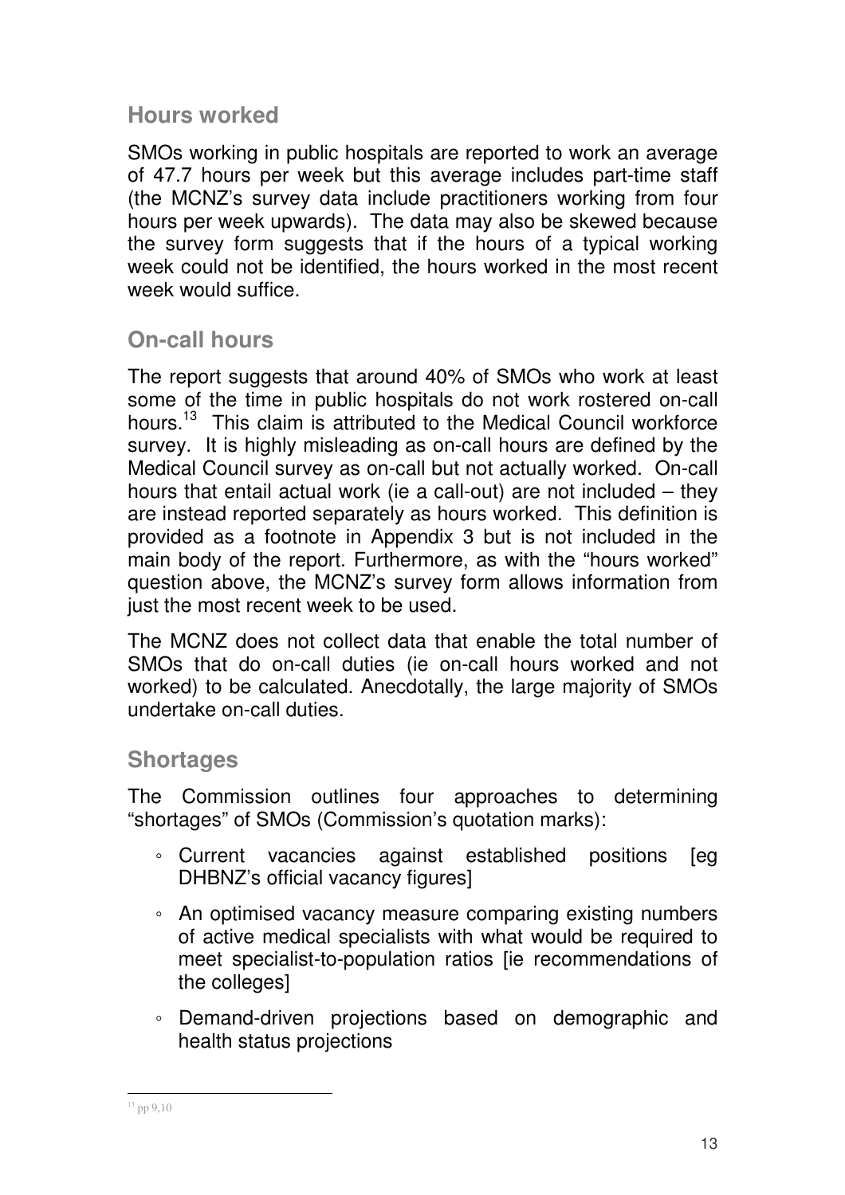## Hours worked

SMOs working in public hospitals are reported to work an average of 47.7 hours per week but this average includes part-time staff (the MCNZ's survey data include practitioners working from four hours per week upwards). The data may also be skewed because the survey form suggests that if the hours of a typical working week could not be identified, the hours worked in the most recent week would suffice.

## On-call hours

The report suggests that around 40% of SMOs who work at least some of the time in public hospitals do not work rostered on-call hours.[13] This claim is attributed to the Medical Council workforce survey. It is highly misleading as on-call hours are defined by the Medical Council survey as on-call but not actually worked. On-call hours that entail actual work (ie a call-out) are not included – they are instead reported separately as hours worked. This definition is provided as a footnote in Appendix 3 but is not included in the main body of the report. Furthermore, as with the "hours worked" question above, the MCNZ's survey form allows information from just the most recent week to be used.

The MCNZ does not collect data that enable the total number of SMOs that do on-call duties (ie on-call hours worked and not worked) to be calculated. Anecdotally, the large majority of SMOs undertake on-call duties.

## Shortages

The Commission outlines four approaches to determining "shortages" of SMOs (Commission's quotation marks):

- Current vacancies against established positions [eg DHBNZ's official vacancy figures]
- An optimised vacancy measure comparing existing numbers of active medical specialists with what would be required to meet specialist-to-population ratios [ie recommendations of the colleges]
- Demand-driven projections based on demographic and health status projections

[13] pp 9,10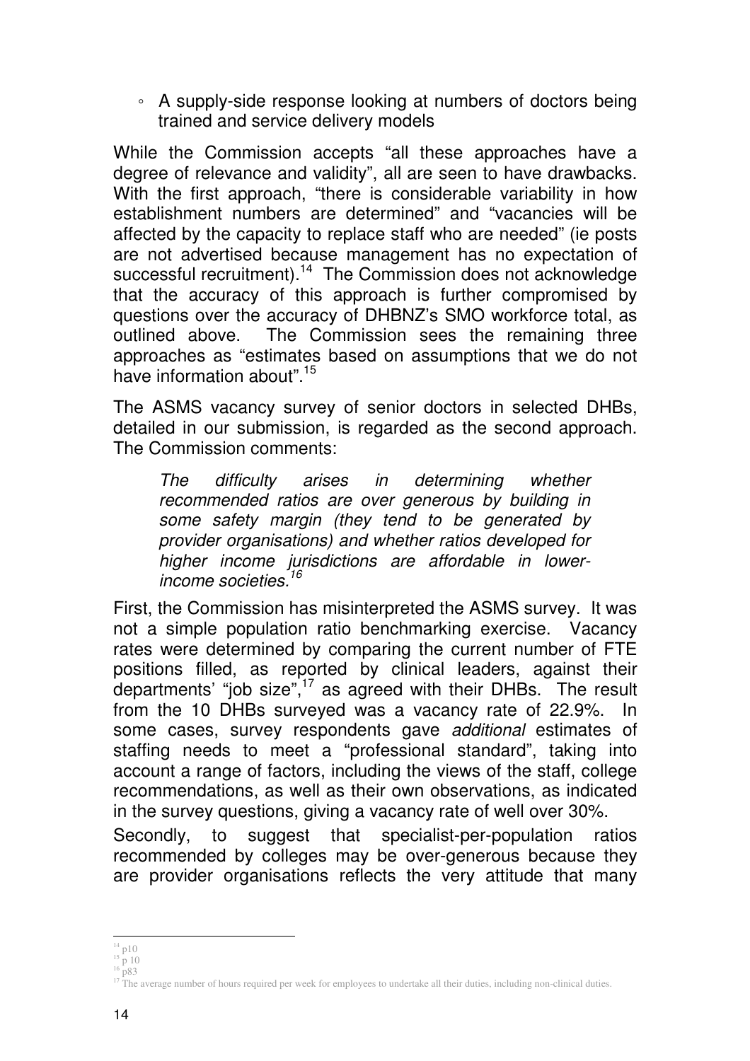- A supply-side response looking at numbers of doctors being trained and service delivery models

While the Commission accepts "all these approaches have a degree of relevance and validity", all are seen to have drawbacks. With the first approach, "there is considerable variability in how establishment numbers are determined" and "vacancies will be affected by the capacity to replace staff who are needed" (ie posts are not advertised because management has no expectation of successful recruitment).[14] The Commission does not acknowledge that the accuracy of this approach is further compromised by questions over the accuracy of DHBNZ's SMO workforce total, as outlined above. The Commission sees the remaining three approaches as "estimates based on assumptions that we do not have information about".[15]

The ASMS vacancy survey of senior doctors in selected DHBs, detailed in our submission, is regarded as the second approach. The Commission comments:

> *The difficulty arises in determining whether recommended ratios are over generous by building in some safety margin (they tend to be generated by provider organisations) and whether ratios developed for higher income jurisdictions are affordable in lower-income societies.*[16]

First, the Commission has misinterpreted the ASMS survey. It was not a simple population ratio benchmarking exercise. Vacancy rates were determined by comparing the current number of FTE positions filled, as reported by clinical leaders, against their departments' "job size",[17] as agreed with their DHBs. The result from the 10 DHBs surveyed was a vacancy rate of 22.9%. In some cases, survey respondents gave *additional* estimates of staffing needs to meet a "professional standard", taking into account a range of factors, including the views of the staff, college recommendations, as well as their own observations, as indicated in the survey questions, giving a vacancy rate of well over 30%.

Secondly, to suggest that specialist-per-population ratios recommended by colleges may be over-generous because they are provider organisations reflects the very attitude that many

---

[14] p10

[15] p 10

[16] p83

[17] The average number of hours required per week for employees to undertake all their duties, including non-clinical duties.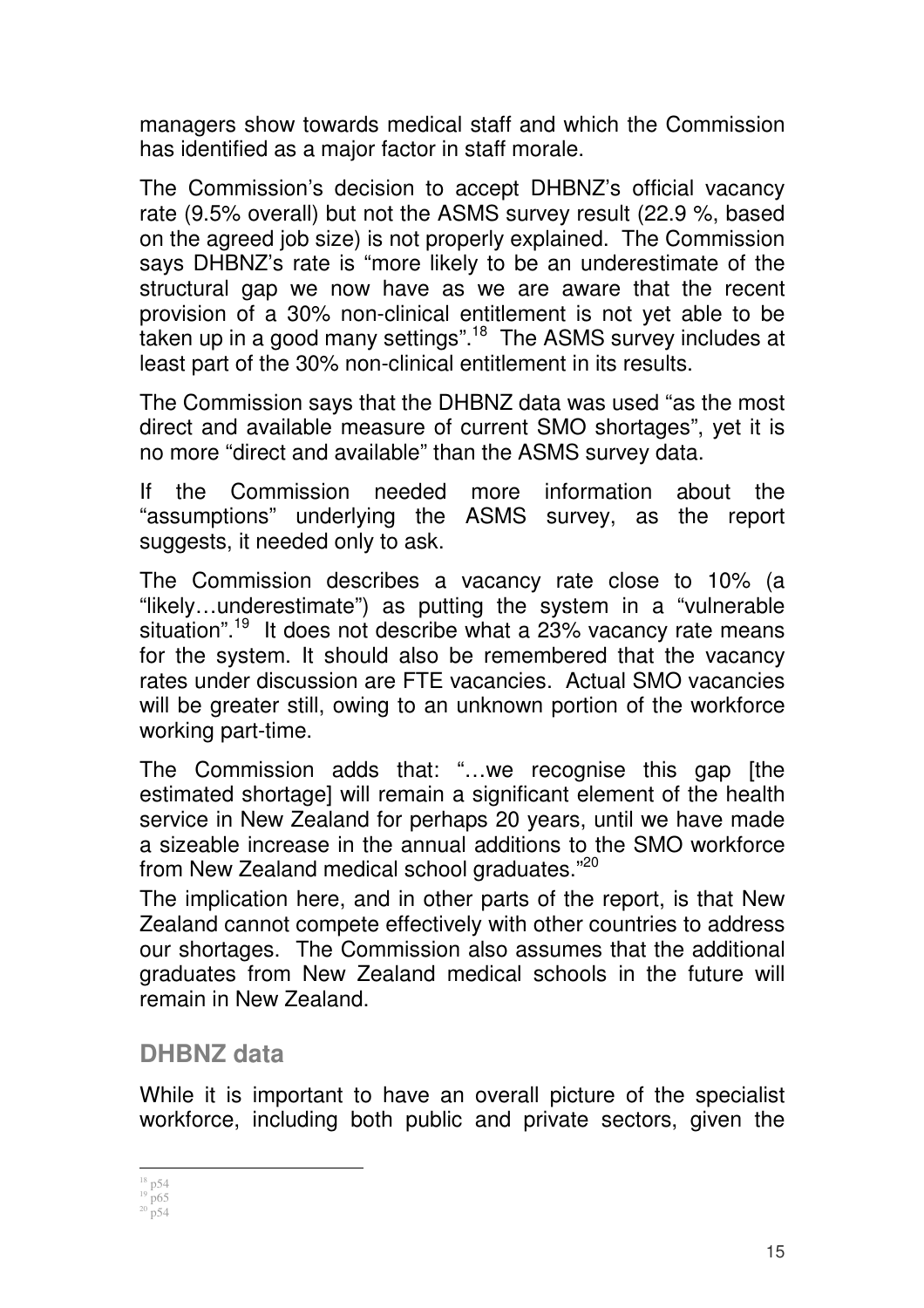managers show towards medical staff and which the Commission has identified as a major factor in staff morale.

The Commission's decision to accept DHBNZ's official vacancy rate (9.5% overall) but not the ASMS survey result (22.9 %, based on the agreed job size) is not properly explained. The Commission says DHBNZ's rate is "more likely to be an underestimate of the structural gap we now have as we are aware that the recent provision of a 30% non-clinical entitlement is not yet able to be taken up in a good many settings".[18] The ASMS survey includes at least part of the 30% non-clinical entitlement in its results.

The Commission says that the DHBNZ data was used "as the most direct and available measure of current SMO shortages", yet it is no more "direct and available" than the ASMS survey data.

If the Commission needed more information about the "assumptions" underlying the ASMS survey, as the report suggests, it needed only to ask.

The Commission describes a vacancy rate close to 10% (a "likely…underestimate") as putting the system in a "vulnerable situation".[19] It does not describe what a 23% vacancy rate means for the system. It should also be remembered that the vacancy rates under discussion are FTE vacancies. Actual SMO vacancies will be greater still, owing to an unknown portion of the workforce working part-time.

The Commission adds that: "…we recognise this gap [the estimated shortage] will remain a significant element of the health service in New Zealand for perhaps 20 years, until we have made a sizeable increase in the annual additions to the SMO workforce from New Zealand medical school graduates."[20]

The implication here, and in other parts of the report, is that New Zealand cannot compete effectively with other countries to address our shortages. The Commission also assumes that the additional graduates from New Zealand medical schools in the future will remain in New Zealand.

## DHBNZ data

While it is important to have an overall picture of the specialist workforce, including both public and private sectors, given the

---

[18] p54
[19] p65
[20] p54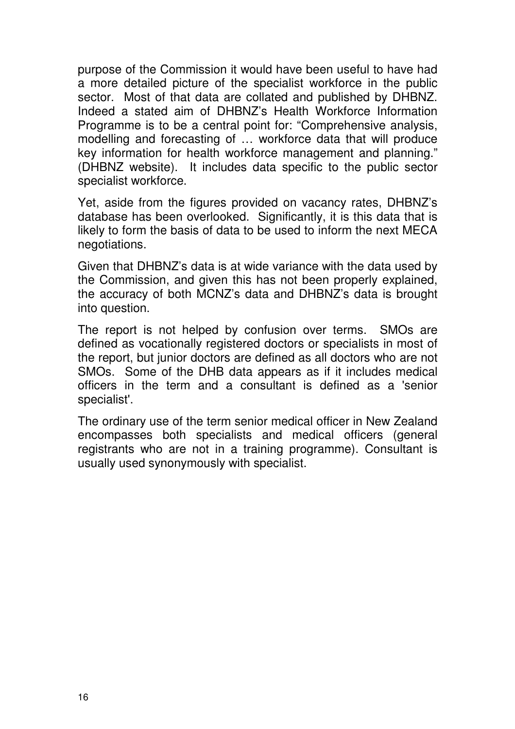purpose of the Commission it would have been useful to have had a more detailed picture of the specialist workforce in the public sector. Most of that data are collated and published by DHBNZ. Indeed a stated aim of DHBNZ's Health Workforce Information Programme is to be a central point for: "Comprehensive analysis, modelling and forecasting of … workforce data that will produce key information for health workforce management and planning." (DHBNZ website). It includes data specific to the public sector specialist workforce.

Yet, aside from the figures provided on vacancy rates, DHBNZ's database has been overlooked. Significantly, it is this data that is likely to form the basis of data to be used to inform the next MECA negotiations.

Given that DHBNZ's data is at wide variance with the data used by the Commission, and given this has not been properly explained, the accuracy of both MCNZ's data and DHBNZ's data is brought into question.

The report is not helped by confusion over terms. SMOs are defined as vocationally registered doctors or specialists in most of the report, but junior doctors are defined as all doctors who are not SMOs. Some of the DHB data appears as if it includes medical officers in the term and a consultant is defined as a 'senior specialist'.

The ordinary use of the term senior medical officer in New Zealand encompasses both specialists and medical officers (general registrants who are not in a training programme). Consultant is usually used synonymously with specialist.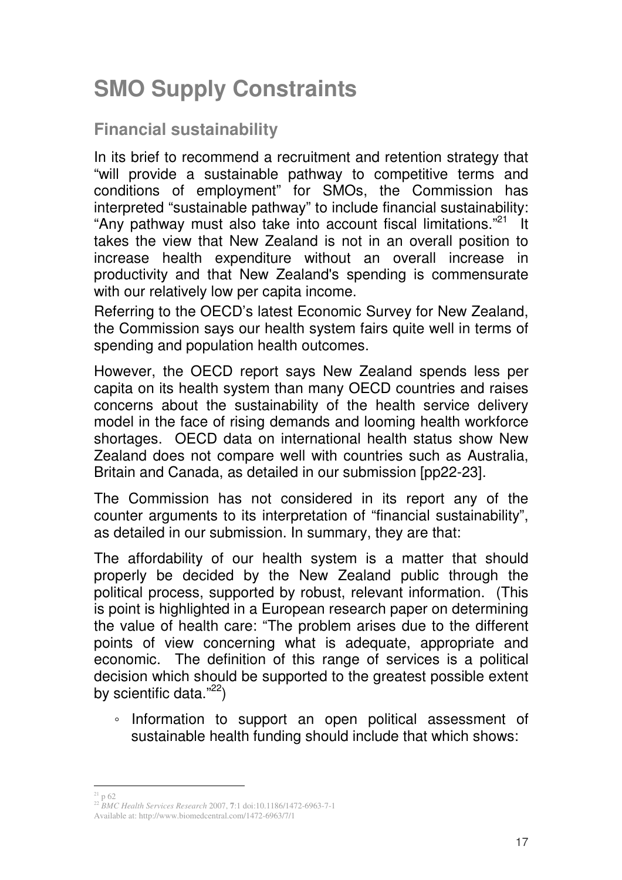# SMO Supply Constraints

## Financial sustainability

In its brief to recommend a recruitment and retention strategy that "will provide a sustainable pathway to competitive terms and conditions of employment" for SMOs, the Commission has interpreted "sustainable pathway" to include financial sustainability: "Any pathway must also take into account fiscal limitations."[21] It takes the view that New Zealand is not in an overall position to increase health expenditure without an overall increase in productivity and that New Zealand's spending is commensurate with our relatively low per capita income.

Referring to the OECD's latest Economic Survey for New Zealand, the Commission says our health system fairs quite well in terms of spending and population health outcomes.

However, the OECD report says New Zealand spends less per capita on its health system than many OECD countries and raises concerns about the sustainability of the health service delivery model in the face of rising demands and looming health workforce shortages. OECD data on international health status show New Zealand does not compare well with countries such as Australia, Britain and Canada, as detailed in our submission [pp22-23].

The Commission has not considered in its report any of the counter arguments to its interpretation of "financial sustainability", as detailed in our submission. In summary, they are that:

The affordability of our health system is a matter that should properly be decided by the New Zealand public through the political process, supported by robust, relevant information. (This is point is highlighted in a European research paper on determining the value of health care: "The problem arises due to the different points of view concerning what is adequate, appropriate and economic. The definition of this range of services is a political decision which should be supported to the greatest possible extent by scientific data."[22])

- Information to support an open political assessment of sustainable health funding should include that which shows:

---

[21] p 62

[22] *BMC Health Services Research* 2007, **7**:1 doi:10.1186/1472-6963-7-1 Available at: http://www.biomedcentral.com/1472-6963/7/1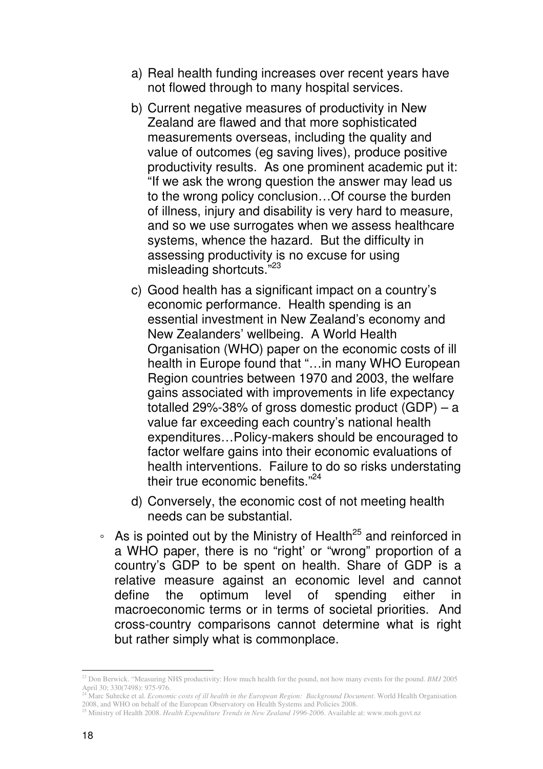a) Real health funding increases over recent years have not flowed through to many hospital services.

b) Current negative measures of productivity in New Zealand are flawed and that more sophisticated measurements overseas, including the quality and value of outcomes (eg saving lives), produce positive productivity results. As one prominent academic put it: "If we ask the wrong question the answer may lead us to the wrong policy conclusion…Of course the burden of illness, injury and disability is very hard to measure, and so we use surrogates when we assess healthcare systems, whence the hazard. But the difficulty in assessing productivity is no excuse for using misleading shortcuts."[23]

c) Good health has a significant impact on a country's economic performance. Health spending is an essential investment in New Zealand's economy and New Zealanders' wellbeing. A World Health Organisation (WHO) paper on the economic costs of ill health in Europe found that "…in many WHO European Region countries between 1970 and 2003, the welfare gains associated with improvements in life expectancy totalled 29%-38% of gross domestic product (GDP) – a value far exceeding each country's national health expenditures…Policy-makers should be encouraged to factor welfare gains into their economic evaluations of health interventions. Failure to do so risks understating their true economic benefits."[24]

d) Conversely, the economic cost of not meeting health needs can be substantial.

- As is pointed out by the Ministry of Health[25] and reinforced in a WHO paper, there is no "right' or "wrong" proportion of a country's GDP to be spent on health. Share of GDP is a relative measure against an economic level and cannot define the optimum level of spending either in macroeconomic terms or in terms of societal priorities. And cross-country comparisons cannot determine what is right but rather simply what is commonplace.

---

[23] Don Berwick. "Measuring NHS productivity: How much health for the pound, not how many events for the pound. *BMJ* 2005 April 30; 330(7498): 975-976.

[24] Marc Suhrcke et al. *Economic costs of ill health in the European Region: Background Document*. World Health Organisation 2008, and WHO on behalf of the European Observatory on Health Systems and Policies 2008.

[25] Ministry of Health 2008. *Health Expenditure Trends in New Zealand 1996-2006*. Available at: www.moh.govt.nz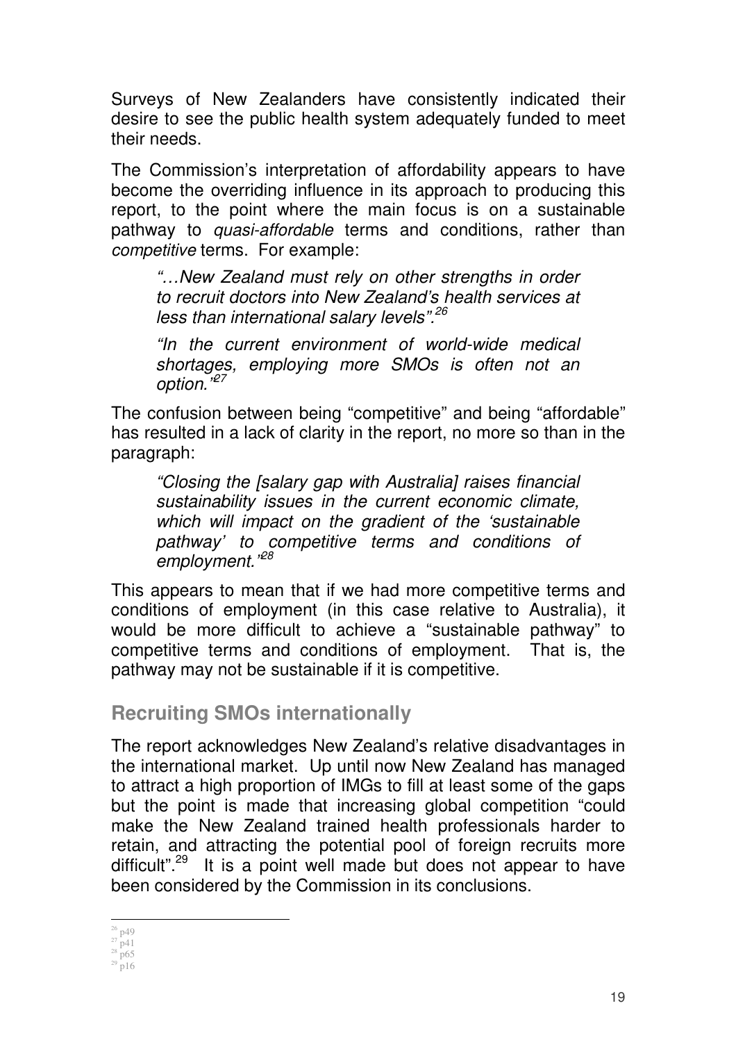Surveys of New Zealanders have consistently indicated their desire to see the public health system adequately funded to meet their needs.

The Commission's interpretation of affordability appears to have become the overriding influence in its approach to producing this report, to the point where the main focus is on a sustainable pathway to *quasi-affordable* terms and conditions, rather than *competitive* terms. For example:

> *"…New Zealand must rely on other strengths in order to recruit doctors into New Zealand's health services at less than international salary levels".*[26]
>
> *"In the current environment of world-wide medical shortages, employing more SMOs is often not an option."*[27]

The confusion between being "competitive" and being "affordable" has resulted in a lack of clarity in the report, no more so than in the paragraph:

> *"Closing the [salary gap with Australia] raises financial sustainability issues in the current economic climate, which will impact on the gradient of the 'sustainable pathway' to competitive terms and conditions of employment."*[28]

This appears to mean that if we had more competitive terms and conditions of employment (in this case relative to Australia), it would be more difficult to achieve a "sustainable pathway" to competitive terms and conditions of employment. That is, the pathway may not be sustainable if it is competitive.

## Recruiting SMOs internationally

The report acknowledges New Zealand's relative disadvantages in the international market. Up until now New Zealand has managed to attract a high proportion of IMGs to fill at least some of the gaps but the point is made that increasing global competition "could make the New Zealand trained health professionals harder to retain, and attracting the potential pool of foreign recruits more difficult".[29] It is a point well made but does not appear to have been considered by the Commission in its conclusions.

---

[26] p49
[27] p41
[28] p65
[29] p16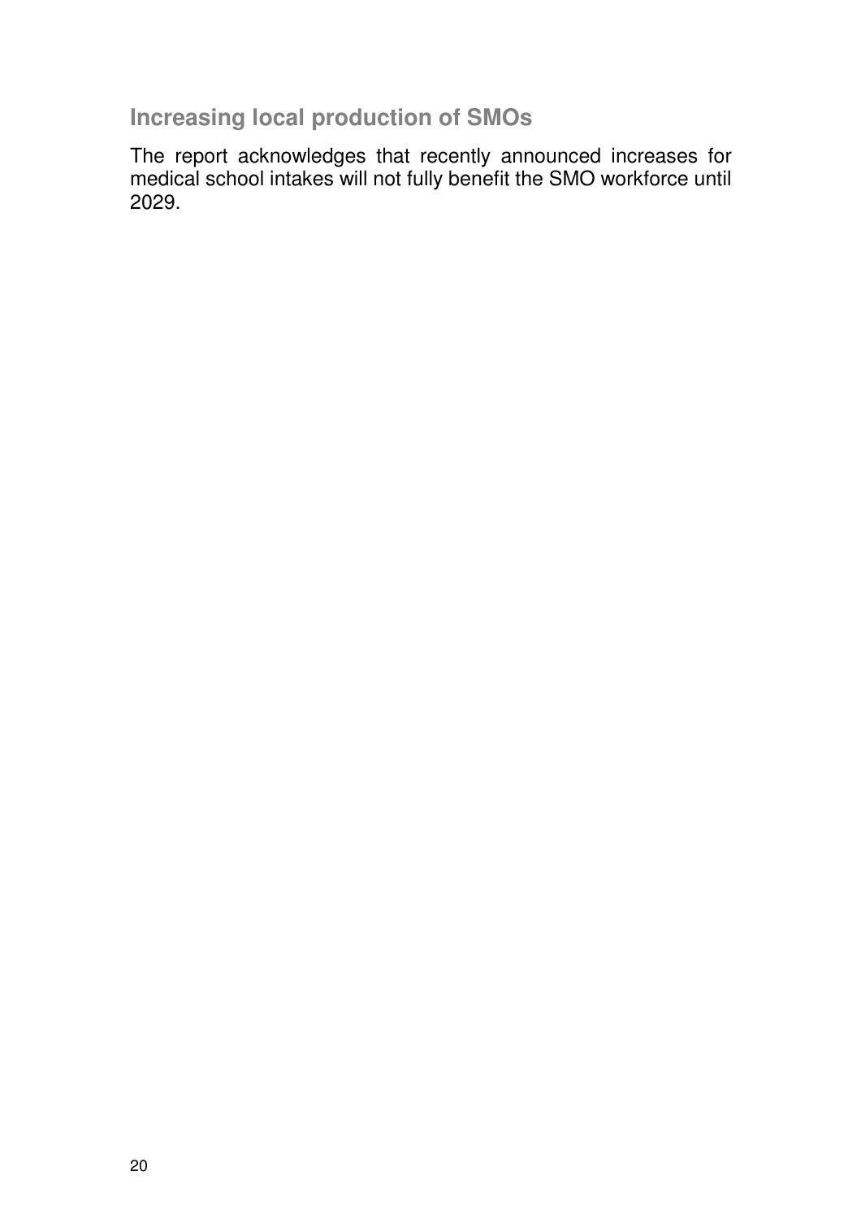## Increasing local production of SMOs

The report acknowledges that recently announced increases for medical school intakes will not fully benefit the SMO workforce until 2029.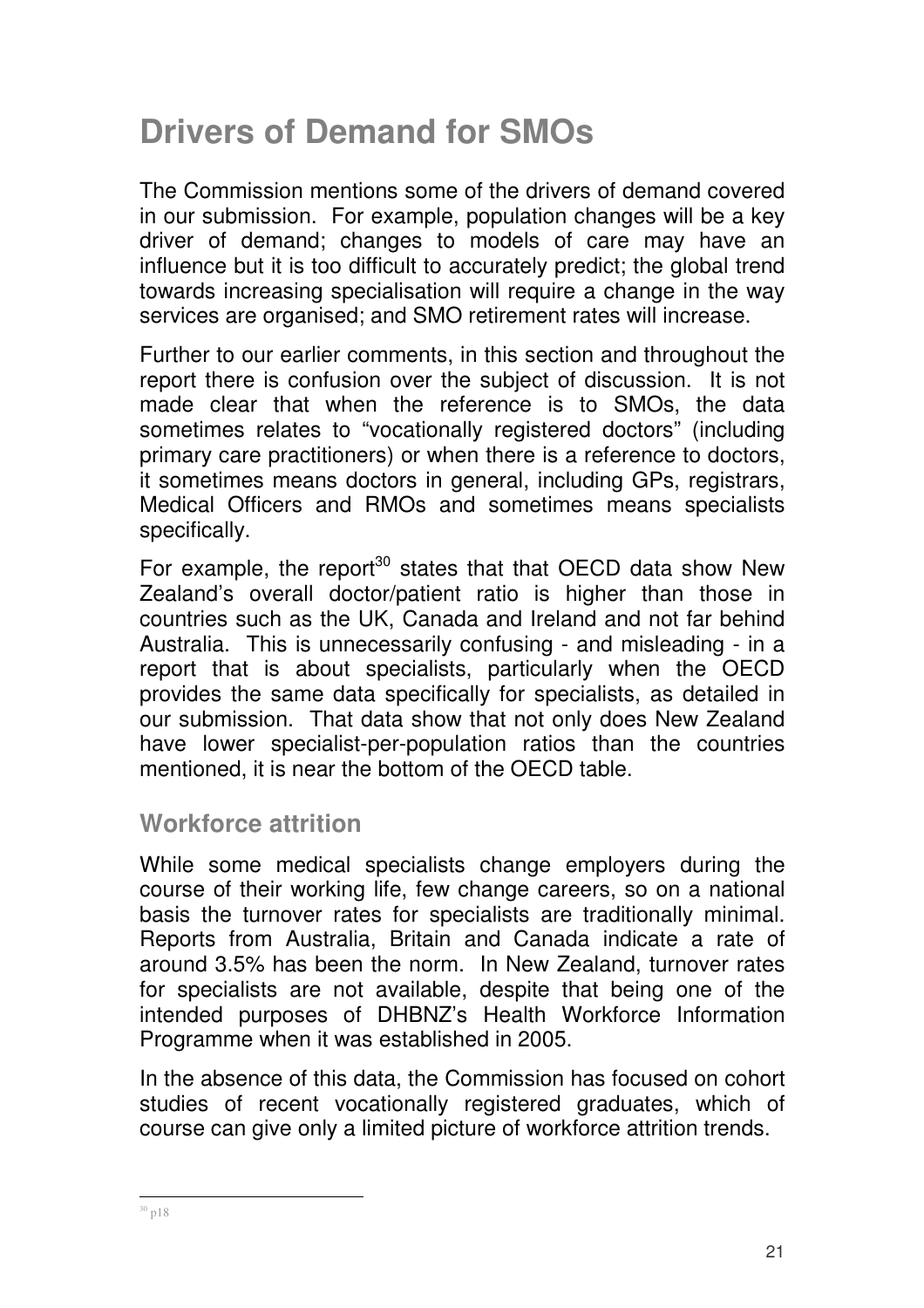# Drivers of Demand for SMOs

The Commission mentions some of the drivers of demand covered in our submission. For example, population changes will be a key driver of demand; changes to models of care may have an influence but it is too difficult to accurately predict; the global trend towards increasing specialisation will require a change in the way services are organised; and SMO retirement rates will increase.

Further to our earlier comments, in this section and throughout the report there is confusion over the subject of discussion. It is not made clear that when the reference is to SMOs, the data sometimes relates to "vocationally registered doctors" (including primary care practitioners) or when there is a reference to doctors, it sometimes means doctors in general, including GPs, registrars, Medical Officers and RMOs and sometimes means specialists specifically.

For example, the report[30] states that that OECD data show New Zealand's overall doctor/patient ratio is higher than those in countries such as the UK, Canada and Ireland and not far behind Australia. This is unnecessarily confusing - and misleading - in a report that is about specialists, particularly when the OECD provides the same data specifically for specialists, as detailed in our submission. That data show that not only does New Zealand have lower specialist-per-population ratios than the countries mentioned, it is near the bottom of the OECD table.

## Workforce attrition

While some medical specialists change employers during the course of their working life, few change careers, so on a national basis the turnover rates for specialists are traditionally minimal. Reports from Australia, Britain and Canada indicate a rate of around 3.5% has been the norm. In New Zealand, turnover rates for specialists are not available, despite that being one of the intended purposes of DHBNZ's Health Workforce Information Programme when it was established in 2005.

In the absence of this data, the Commission has focused on cohort studies of recent vocationally registered graduates, which of course can give only a limited picture of workforce attrition trends.

[30] p18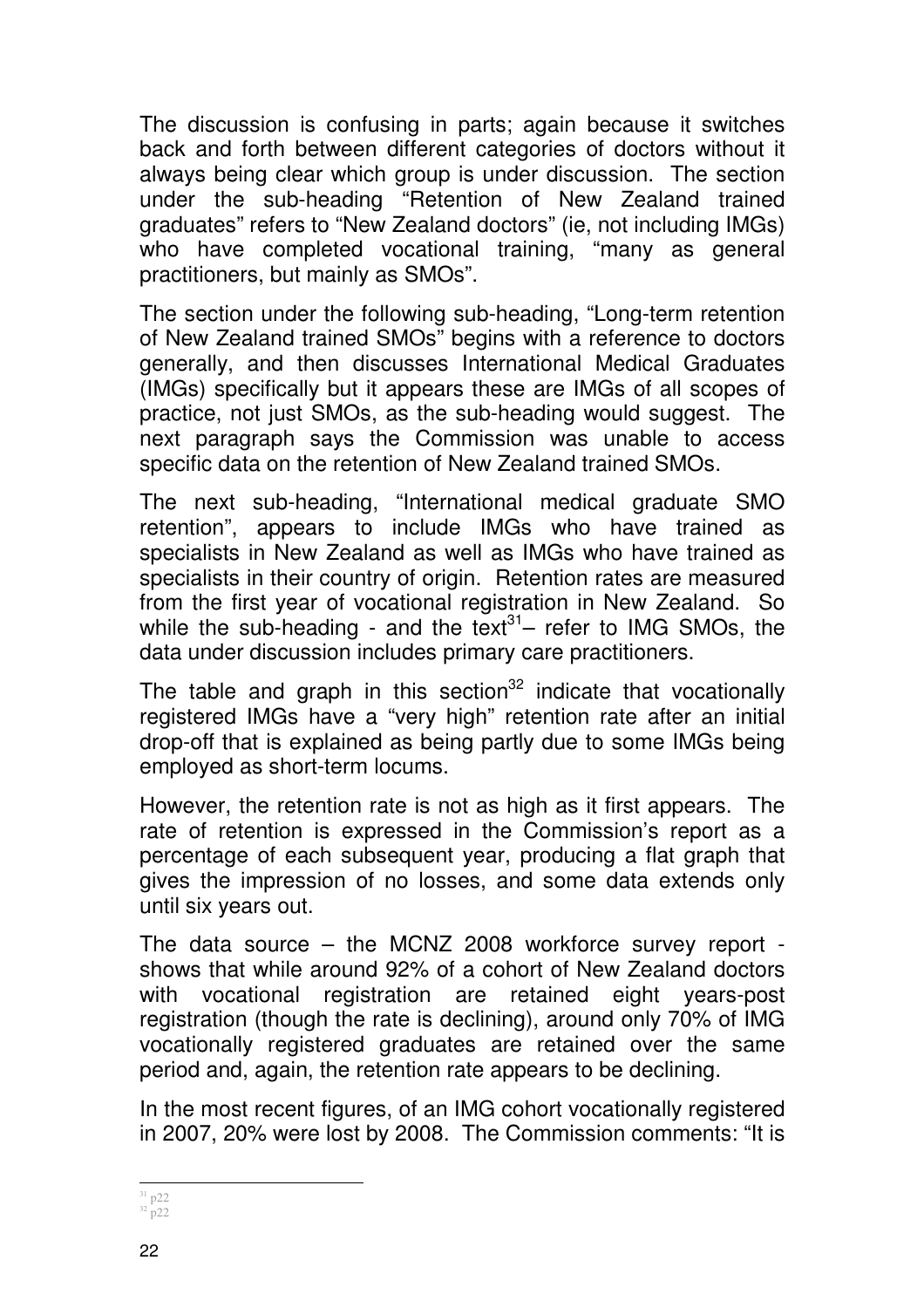The discussion is confusing in parts; again because it switches back and forth between different categories of doctors without it always being clear which group is under discussion. The section under the sub-heading "Retention of New Zealand trained graduates" refers to "New Zealand doctors" (ie, not including IMGs) who have completed vocational training, "many as general practitioners, but mainly as SMOs".

The section under the following sub-heading, "Long-term retention of New Zealand trained SMOs" begins with a reference to doctors generally, and then discusses International Medical Graduates (IMGs) specifically but it appears these are IMGs of all scopes of practice, not just SMOs, as the sub-heading would suggest. The next paragraph says the Commission was unable to access specific data on the retention of New Zealand trained SMOs.

The next sub-heading, "International medical graduate SMO retention", appears to include IMGs who have trained as specialists in New Zealand as well as IMGs who have trained as specialists in their country of origin. Retention rates are measured from the first year of vocational registration in New Zealand. So while the sub-heading - and the text[31]– refer to IMG SMOs, the data under discussion includes primary care practitioners.

The table and graph in this section[32] indicate that vocationally registered IMGs have a "very high" retention rate after an initial drop-off that is explained as being partly due to some IMGs being employed as short-term locums.

However, the retention rate is not as high as it first appears. The rate of retention is expressed in the Commission's report as a percentage of each subsequent year, producing a flat graph that gives the impression of no losses, and some data extends only until six years out.

The data source – the MCNZ 2008 workforce survey report - shows that while around 92% of a cohort of New Zealand doctors with vocational registration are retained eight years-post registration (though the rate is declining), around only 70% of IMG vocationally registered graduates are retained over the same period and, again, the retention rate appears to be declining.

In the most recent figures, of an IMG cohort vocationally registered in 2007, 20% were lost by 2008. The Commission comments: "It is

[31] p22
[32] p22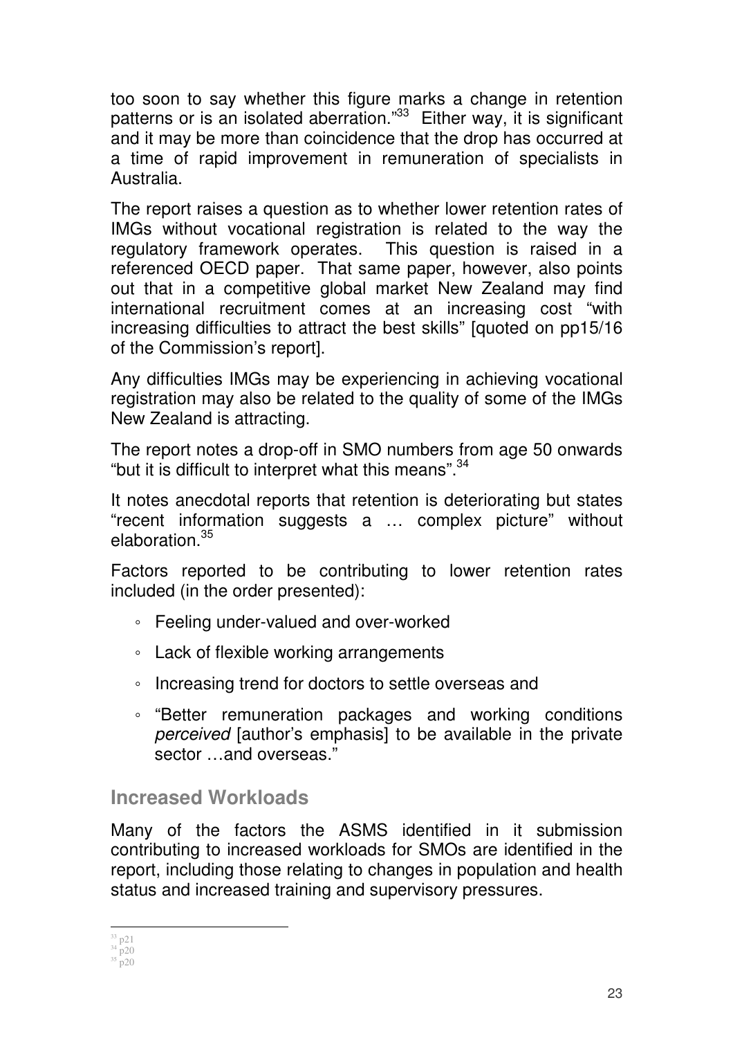too soon to say whether this figure marks a change in retention patterns or is an isolated aberration."[33] Either way, it is significant and it may be more than coincidence that the drop has occurred at a time of rapid improvement in remuneration of specialists in Australia.

The report raises a question as to whether lower retention rates of IMGs without vocational registration is related to the way the regulatory framework operates. This question is raised in a referenced OECD paper. That same paper, however, also points out that in a competitive global market New Zealand may find international recruitment comes at an increasing cost "with increasing difficulties to attract the best skills" [quoted on pp15/16 of the Commission's report].

Any difficulties IMGs may be experiencing in achieving vocational registration may also be related to the quality of some of the IMGs New Zealand is attracting.

The report notes a drop-off in SMO numbers from age 50 onwards "but it is difficult to interpret what this means".[34]

It notes anecdotal reports that retention is deteriorating but states "recent information suggests a … complex picture" without elaboration.[35]

Factors reported to be contributing to lower retention rates included (in the order presented):

- Feeling under-valued and over-worked
- Lack of flexible working arrangements
- Increasing trend for doctors to settle overseas and
- "Better remuneration packages and working conditions *perceived* [author's emphasis] to be available in the private sector …and overseas."

## Increased Workloads

Many of the factors the ASMS identified in it submission contributing to increased workloads for SMOs are identified in the report, including those relating to changes in population and health status and increased training and supervisory pressures.

[33] p21
[34] p20
[35] p20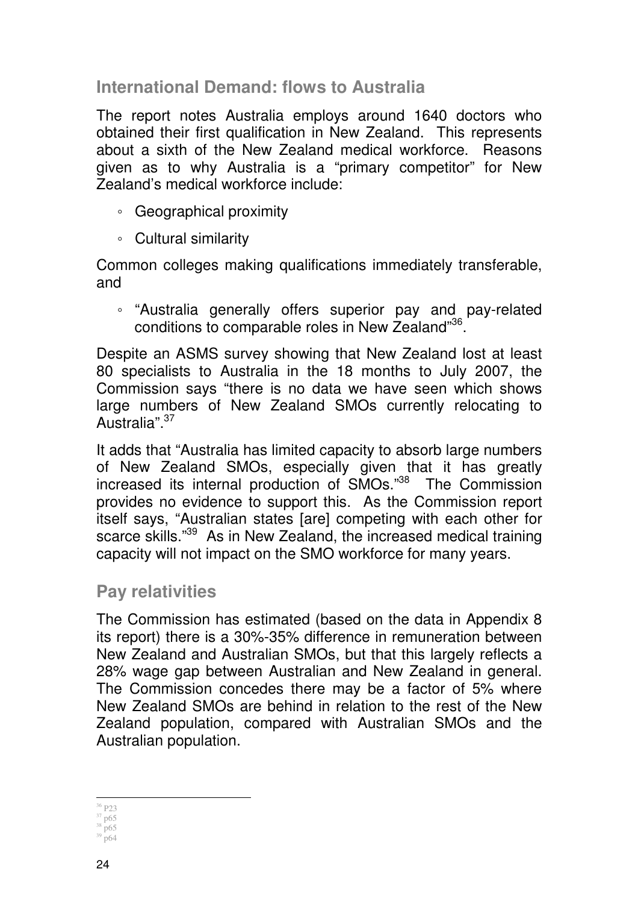## International Demand: flows to Australia

The report notes Australia employs around 1640 doctors who obtained their first qualification in New Zealand. This represents about a sixth of the New Zealand medical workforce. Reasons given as to why Australia is a "primary competitor" for New Zealand's medical workforce include:

- Geographical proximity
- Cultural similarity

Common colleges making qualifications immediately transferable, and

- "Australia generally offers superior pay and pay-related conditions to comparable roles in New Zealand"[36].

Despite an ASMS survey showing that New Zealand lost at least 80 specialists to Australia in the 18 months to July 2007, the Commission says "there is no data we have seen which shows large numbers of New Zealand SMOs currently relocating to Australia".[37]

It adds that "Australia has limited capacity to absorb large numbers of New Zealand SMOs, especially given that it has greatly increased its internal production of SMOs."[38] The Commission provides no evidence to support this. As the Commission report itself says, "Australian states [are] competing with each other for scarce skills."[39] As in New Zealand, the increased medical training capacity will not impact on the SMO workforce for many years.

## Pay relativities

The Commission has estimated (based on the data in Appendix 8 its report) there is a 30%-35% difference in remuneration between New Zealand and Australian SMOs, but that this largely reflects a 28% wage gap between Australian and New Zealand in general. The Commission concedes there may be a factor of 5% where New Zealand SMOs are behind in relation to the rest of the New Zealand population, compared with Australian SMOs and the Australian population.

---

[36] P23
[37] p65
[38] p65
[39] p64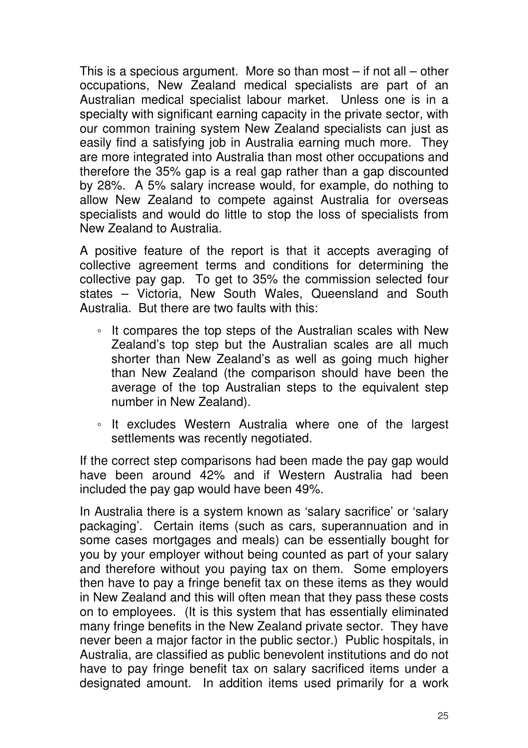This is a specious argument. More so than most – if not all – other occupations, New Zealand medical specialists are part of an Australian medical specialist labour market. Unless one is in a specialty with significant earning capacity in the private sector, with our common training system New Zealand specialists can just as easily find a satisfying job in Australia earning much more. They are more integrated into Australia than most other occupations and therefore the 35% gap is a real gap rather than a gap discounted by 28%. A 5% salary increase would, for example, do nothing to allow New Zealand to compete against Australia for overseas specialists and would do little to stop the loss of specialists from New Zealand to Australia.

A positive feature of the report is that it accepts averaging of collective agreement terms and conditions for determining the collective pay gap. To get to 35% the commission selected four states – Victoria, New South Wales, Queensland and South Australia. But there are two faults with this:

- It compares the top steps of the Australian scales with New Zealand's top step but the Australian scales are all much shorter than New Zealand's as well as going much higher than New Zealand (the comparison should have been the average of the top Australian steps to the equivalent step number in New Zealand).
- It excludes Western Australia where one of the largest settlements was recently negotiated.

If the correct step comparisons had been made the pay gap would have been around 42% and if Western Australia had been included the pay gap would have been 49%.

In Australia there is a system known as 'salary sacrifice' or 'salary packaging'. Certain items (such as cars, superannuation and in some cases mortgages and meals) can be essentially bought for you by your employer without being counted as part of your salary and therefore without you paying tax on them. Some employers then have to pay a fringe benefit tax on these items as they would in New Zealand and this will often mean that they pass these costs on to employees. (It is this system that has essentially eliminated many fringe benefits in the New Zealand private sector. They have never been a major factor in the public sector.) Public hospitals, in Australia, are classified as public benevolent institutions and do not have to pay fringe benefit tax on salary sacrificed items under a designated amount. In addition items used primarily for a work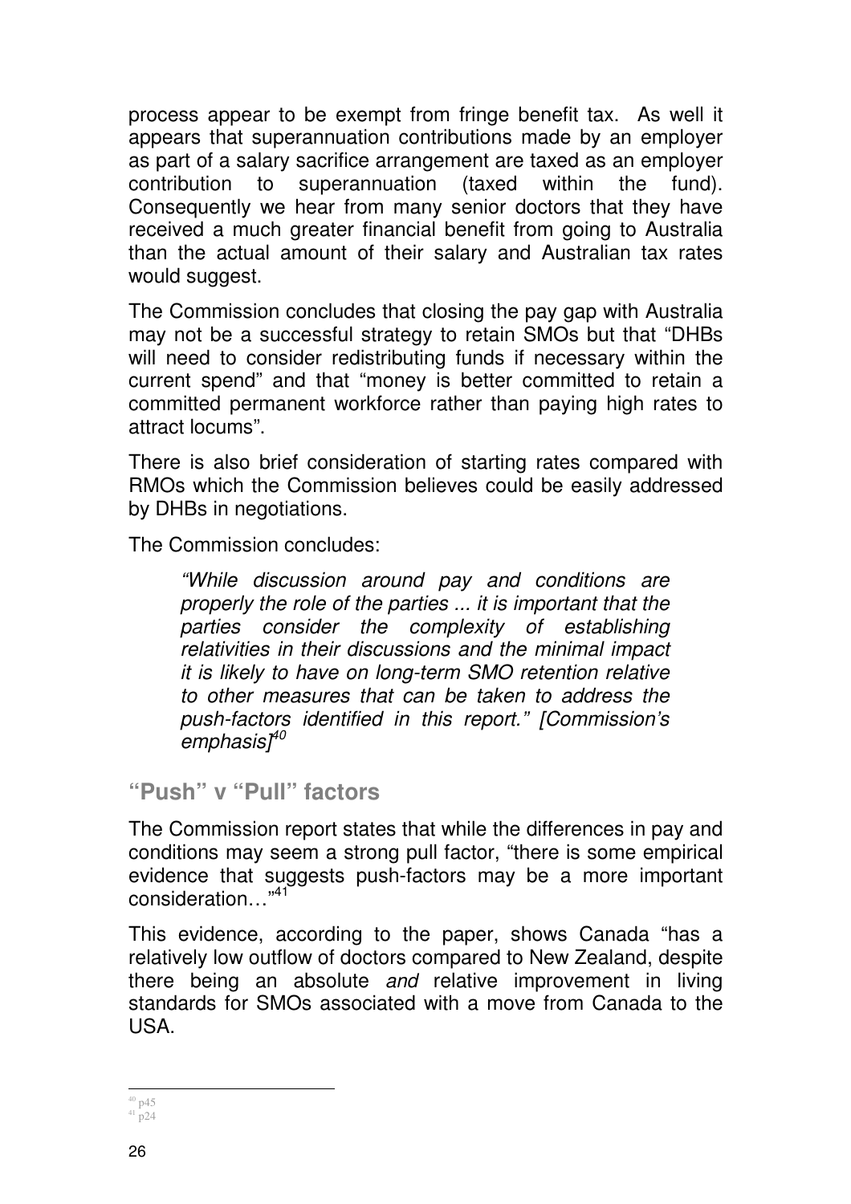process appear to be exempt from fringe benefit tax. As well it appears that superannuation contributions made by an employer as part of a salary sacrifice arrangement are taxed as an employer contribution to superannuation (taxed within the fund). Consequently we hear from many senior doctors that they have received a much greater financial benefit from going to Australia than the actual amount of their salary and Australian tax rates would suggest.

The Commission concludes that closing the pay gap with Australia may not be a successful strategy to retain SMOs but that "DHBs will need to consider redistributing funds if necessary within the current spend" and that "money is better committed to retain a committed permanent workforce rather than paying high rates to attract locums".

There is also brief consideration of starting rates compared with RMOs which the Commission believes could be easily addressed by DHBs in negotiations.

The Commission concludes:

> *"While discussion around pay and conditions are properly the role of the parties ... it is important that the parties consider the complexity of establishing relativities in their discussions and the minimal impact it is likely to have on long-term SMO retention relative to other measures that can be taken to address the push-factors identified in this report." [Commission's emphasis]*[40]

## "Push" v "Pull" factors

The Commission report states that while the differences in pay and conditions may seem a strong pull factor, "there is some empirical evidence that suggests push-factors may be a more important consideration…"[41]

This evidence, according to the paper, shows Canada "has a relatively low outflow of doctors compared to New Zealand, despite there being an absolute *and* relative improvement in living standards for SMOs associated with a move from Canada to the USA.

---

[40] p45

[41] p24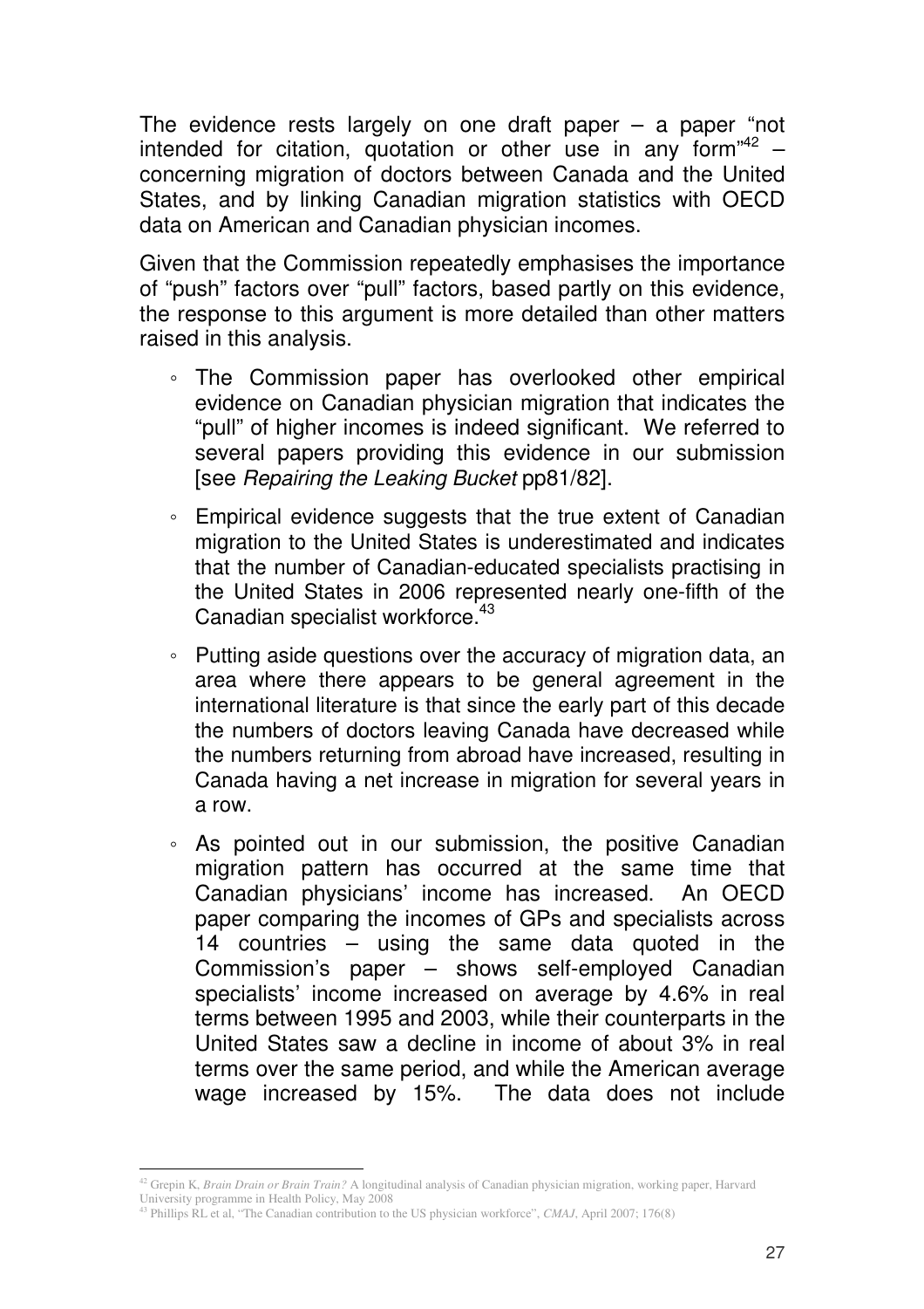The evidence rests largely on one draft paper – a paper "not intended for citation, quotation or other use in any form"[42] – concerning migration of doctors between Canada and the United States, and by linking Canadian migration statistics with OECD data on American and Canadian physician incomes.

Given that the Commission repeatedly emphasises the importance of "push" factors over "pull" factors, based partly on this evidence, the response to this argument is more detailed than other matters raised in this analysis.

- The Commission paper has overlooked other empirical evidence on Canadian physician migration that indicates the "pull" of higher incomes is indeed significant. We referred to several papers providing this evidence in our submission [see *Repairing the Leaking Bucket* pp81/82].
- Empirical evidence suggests that the true extent of Canadian migration to the United States is underestimated and indicates that the number of Canadian-educated specialists practising in the United States in 2006 represented nearly one-fifth of the Canadian specialist workforce.[43]
- Putting aside questions over the accuracy of migration data, an area where there appears to be general agreement in the international literature is that since the early part of this decade the numbers of doctors leaving Canada have decreased while the numbers returning from abroad have increased, resulting in Canada having a net increase in migration for several years in a row.
- As pointed out in our submission, the positive Canadian migration pattern has occurred at the same time that Canadian physicians' income has increased. An OECD paper comparing the incomes of GPs and specialists across 14 countries – using the same data quoted in the Commission's paper – shows self-employed Canadian specialists' income increased on average by 4.6% in real terms between 1995 and 2003, while their counterparts in the United States saw a decline in income of about 3% in real terms over the same period, and while the American average wage increased by 15%. The data does not include

[42] Grepin K, *Brain Drain or Brain Train?* A longitudinal analysis of Canadian physician migration, working paper, Harvard University programme in Health Policy, May 2008

[43] Phillips RL et al, "The Canadian contribution to the US physician workforce", *CMAJ*, April 2007; 176(8)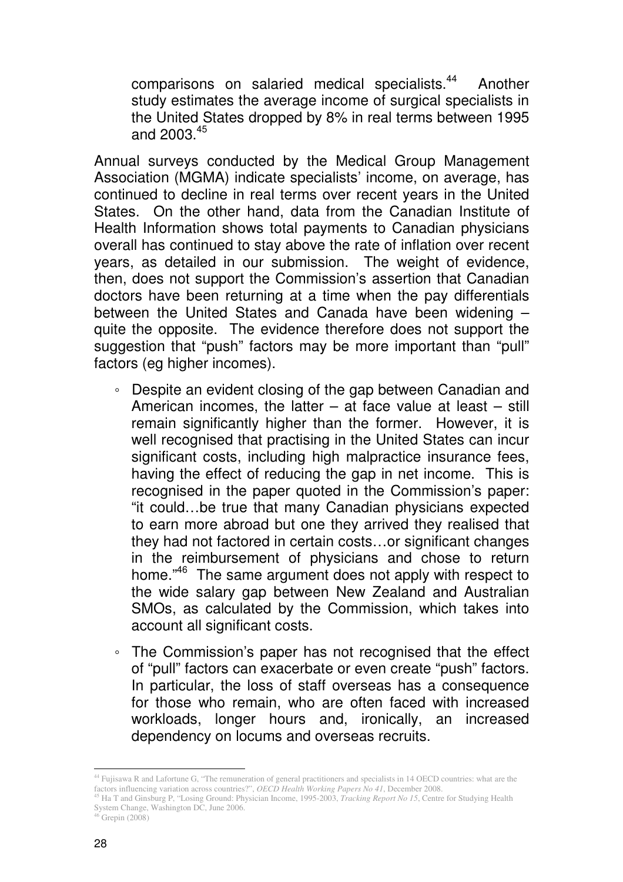comparisons on salaried medical specialists.[44] Another study estimates the average income of surgical specialists in the United States dropped by 8% in real terms between 1995 and 2003.[45]

Annual surveys conducted by the Medical Group Management Association (MGMA) indicate specialists' income, on average, has continued to decline in real terms over recent years in the United States. On the other hand, data from the Canadian Institute of Health Information shows total payments to Canadian physicians overall has continued to stay above the rate of inflation over recent years, as detailed in our submission. The weight of evidence, then, does not support the Commission's assertion that Canadian doctors have been returning at a time when the pay differentials between the United States and Canada have been widening – quite the opposite. The evidence therefore does not support the suggestion that "push" factors may be more important than "pull" factors (eg higher incomes).

- Despite an evident closing of the gap between Canadian and American incomes, the latter – at face value at least – still remain significantly higher than the former. However, it is well recognised that practising in the United States can incur significant costs, including high malpractice insurance fees, having the effect of reducing the gap in net income. This is recognised in the paper quoted in the Commission's paper: "it could…be true that many Canadian physicians expected to earn more abroad but one they arrived they realised that they had not factored in certain costs…or significant changes in the reimbursement of physicians and chose to return home."[46] The same argument does not apply with respect to the wide salary gap between New Zealand and Australian SMOs, as calculated by the Commission, which takes into account all significant costs.
- The Commission's paper has not recognised that the effect of "pull" factors can exacerbate or even create "push" factors. In particular, the loss of staff overseas has a consequence for those who remain, who are often faced with increased workloads, longer hours and, ironically, an increased dependency on locums and overseas recruits.

---

[44] Fujisawa R and Lafortune G, "The remuneration of general practitioners and specialists in 14 OECD countries: what are the factors influencing variation across countries?", *OECD Health Working Papers No 41*, December 2008.

[45] Ha T and Ginsburg P, "Losing Ground: Physician Income, 1995-2003, *Tracking Report No 15*, Centre for Studying Health System Change, Washington DC, June 2006.

[46] Grepin (2008)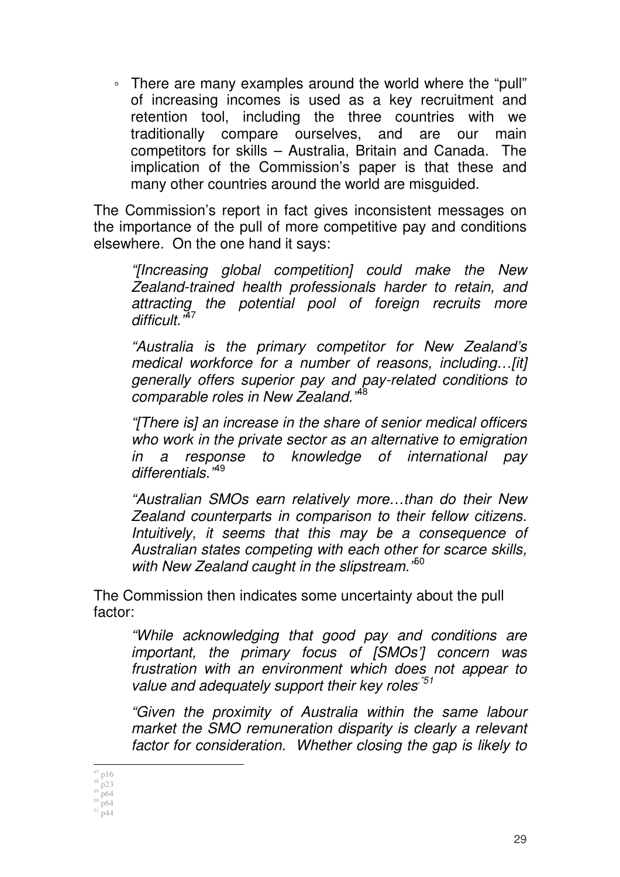- There are many examples around the world where the "pull" of increasing incomes is used as a key recruitment and retention tool, including the three countries with we traditionally compare ourselves, and are our main competitors for skills – Australia, Britain and Canada. The implication of the Commission's paper is that these and many other countries around the world are misguided.

The Commission's report in fact gives inconsistent messages on the importance of the pull of more competitive pay and conditions elsewhere. On the one hand it says:

> *"[Increasing global competition] could make the New Zealand-trained health professionals harder to retain, and attracting the potential pool of foreign recruits more difficult."*[47]
>
> *"Australia is the primary competitor for New Zealand's medical workforce for a number of reasons, including…[it] generally offers superior pay and pay-related conditions to comparable roles in New Zealand."*[48]
>
> *"[There is] an increase in the share of senior medical officers who work in the private sector as an alternative to emigration in a response to knowledge of international pay differentials."*[49]
>
> *"Australian SMOs earn relatively more…than do their New Zealand counterparts in comparison to their fellow citizens. Intuitively, it seems that this may be a consequence of Australian states competing with each other for scarce skills, with New Zealand caught in the slipstream."*[50]

The Commission then indicates some uncertainty about the pull factor:

> *"While acknowledging that good pay and conditions are important, the primary focus of [SMOs'] concern was frustration with an environment which does not appear to value and adequately support their key roles."*[51]
>
> *"Given the proximity of Australia within the same labour market the SMO remuneration disparity is clearly a relevant factor for consideration. Whether closing the gap is likely to*

---

[47] p16
[48] p23
[49] p64
[50] p64
[51] p44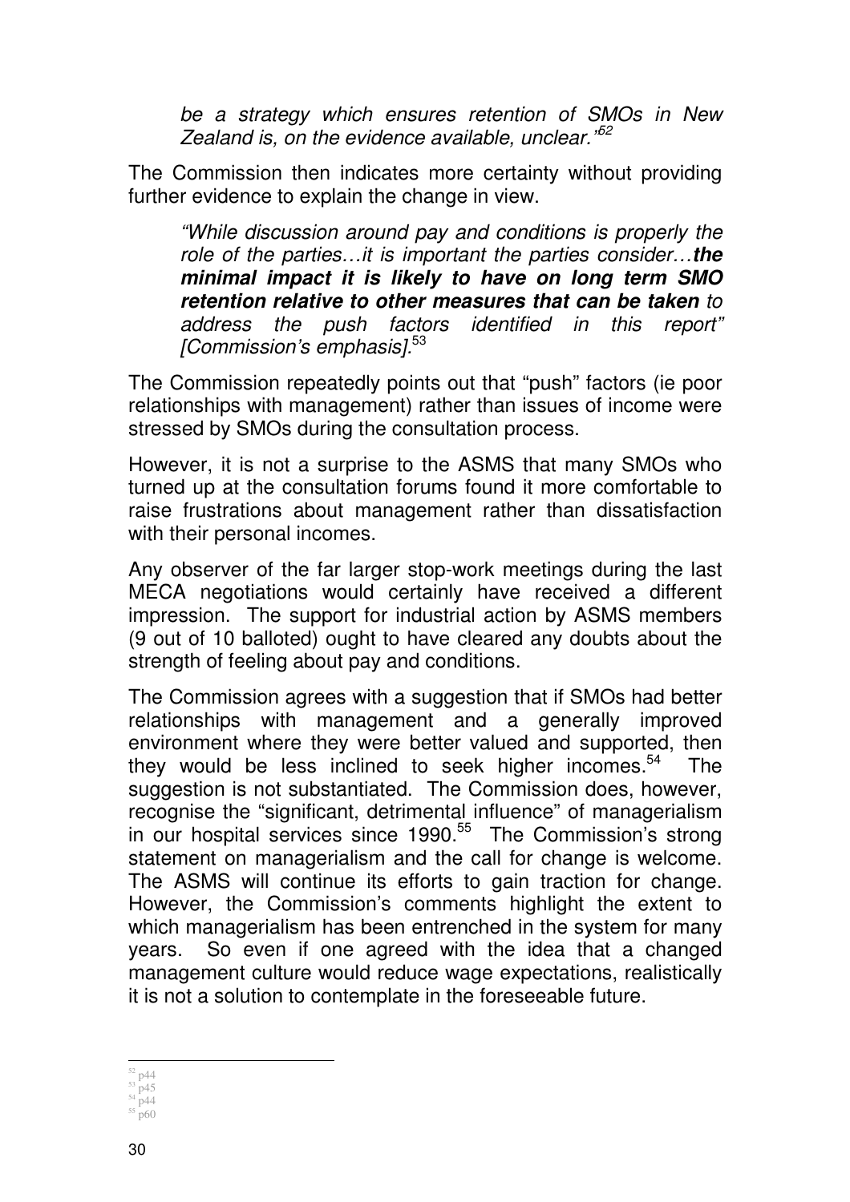> *be a strategy which ensures retention of SMOs in New Zealand is, on the evidence available, unclear."*[52]

The Commission then indicates more certainty without providing further evidence to explain the change in view.

> *"While discussion around pay and conditions is properly the role of the parties…it is important the parties consider…**the minimal impact it is likely to have on long term SMO retention relative to other measures that can be taken** to address the push factors identified in this report" [Commission's emphasis].*[53]

The Commission repeatedly points out that "push" factors (ie poor relationships with management) rather than issues of income were stressed by SMOs during the consultation process.

However, it is not a surprise to the ASMS that many SMOs who turned up at the consultation forums found it more comfortable to raise frustrations about management rather than dissatisfaction with their personal incomes.

Any observer of the far larger stop-work meetings during the last MECA negotiations would certainly have received a different impression. The support for industrial action by ASMS members (9 out of 10 balloted) ought to have cleared any doubts about the strength of feeling about pay and conditions.

The Commission agrees with a suggestion that if SMOs had better relationships with management and a generally improved environment where they were better valued and supported, then they would be less inclined to seek higher incomes.[54] The suggestion is not substantiated. The Commission does, however, recognise the "significant, detrimental influence" of managerialism in our hospital services since 1990.[55] The Commission's strong statement on managerialism and the call for change is welcome. The ASMS will continue its efforts to gain traction for change. However, the Commission's comments highlight the extent to which managerialism has been entrenched in the system for many years. So even if one agreed with the idea that a changed management culture would reduce wage expectations, realistically it is not a solution to contemplate in the foreseeable future.

---

[52] p44
[53] p45
[54] p44
[55] p60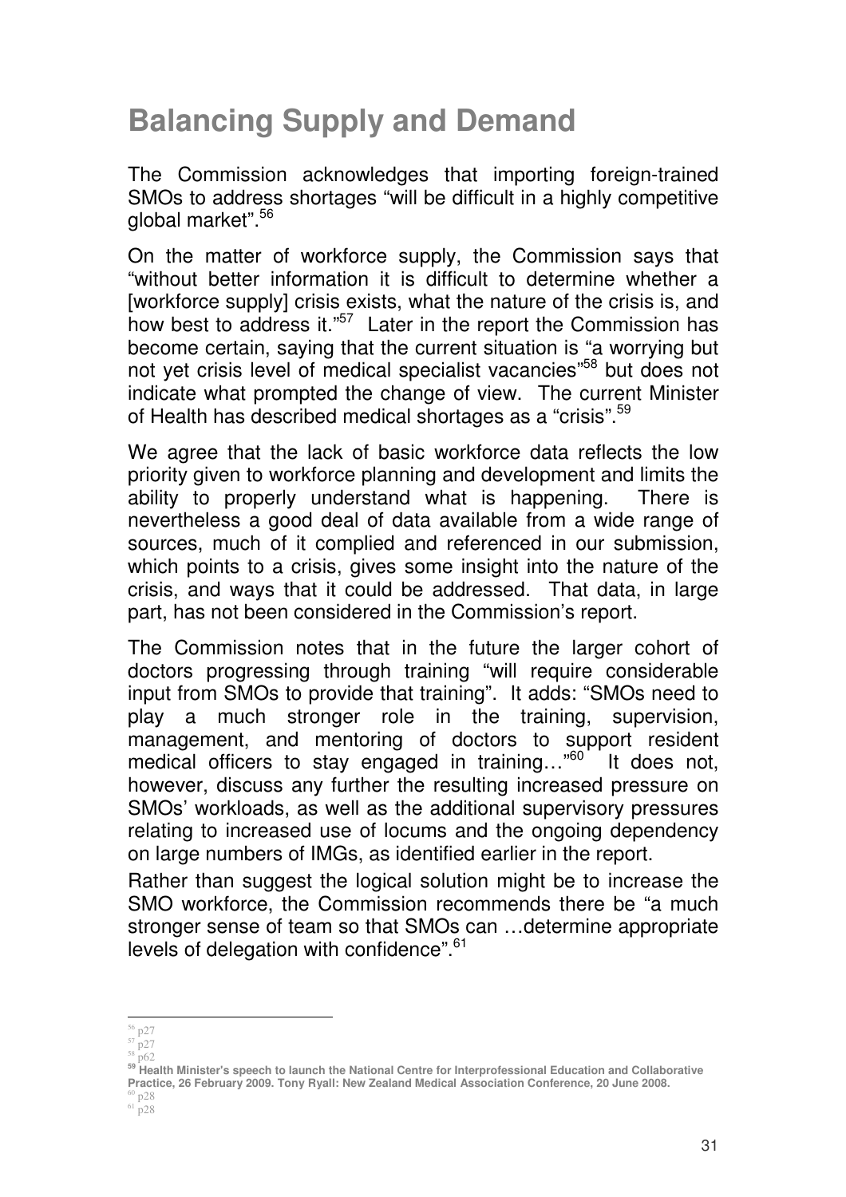# Balancing Supply and Demand

The Commission acknowledges that importing foreign-trained SMOs to address shortages "will be difficult in a highly competitive global market".[56]

On the matter of workforce supply, the Commission says that "without better information it is difficult to determine whether a [workforce supply] crisis exists, what the nature of the crisis is, and how best to address it."[57] Later in the report the Commission has become certain, saying that the current situation is "a worrying but not yet crisis level of medical specialist vacancies"[58] but does not indicate what prompted the change of view. The current Minister of Health has described medical shortages as a "crisis".[59]

We agree that the lack of basic workforce data reflects the low priority given to workforce planning and development and limits the ability to properly understand what is happening. There is nevertheless a good deal of data available from a wide range of sources, much of it complied and referenced in our submission, which points to a crisis, gives some insight into the nature of the crisis, and ways that it could be addressed. That data, in large part, has not been considered in the Commission's report.

The Commission notes that in the future the larger cohort of doctors progressing through training "will require considerable input from SMOs to provide that training". It adds: "SMOs need to play a much stronger role in the training, supervision, management, and mentoring of doctors to support resident medical officers to stay engaged in training…"[60] It does not, however, discuss any further the resulting increased pressure on SMOs' workloads, as well as the additional supervisory pressures relating to increased use of locums and the ongoing dependency on large numbers of IMGs, as identified earlier in the report.

Rather than suggest the logical solution might be to increase the SMO workforce, the Commission recommends there be "a much stronger sense of team so that SMOs can …determine appropriate levels of delegation with confidence".[61]

---

[56] p27

[57] p27

[58] p62

[59] **Health Minister's speech to launch the National Centre for Interprofessional Education and Collaborative Practice, 26 February 2009. Tony Ryall: New Zealand Medical Association Conference, 20 June 2008.**

[60] p28

[61] p28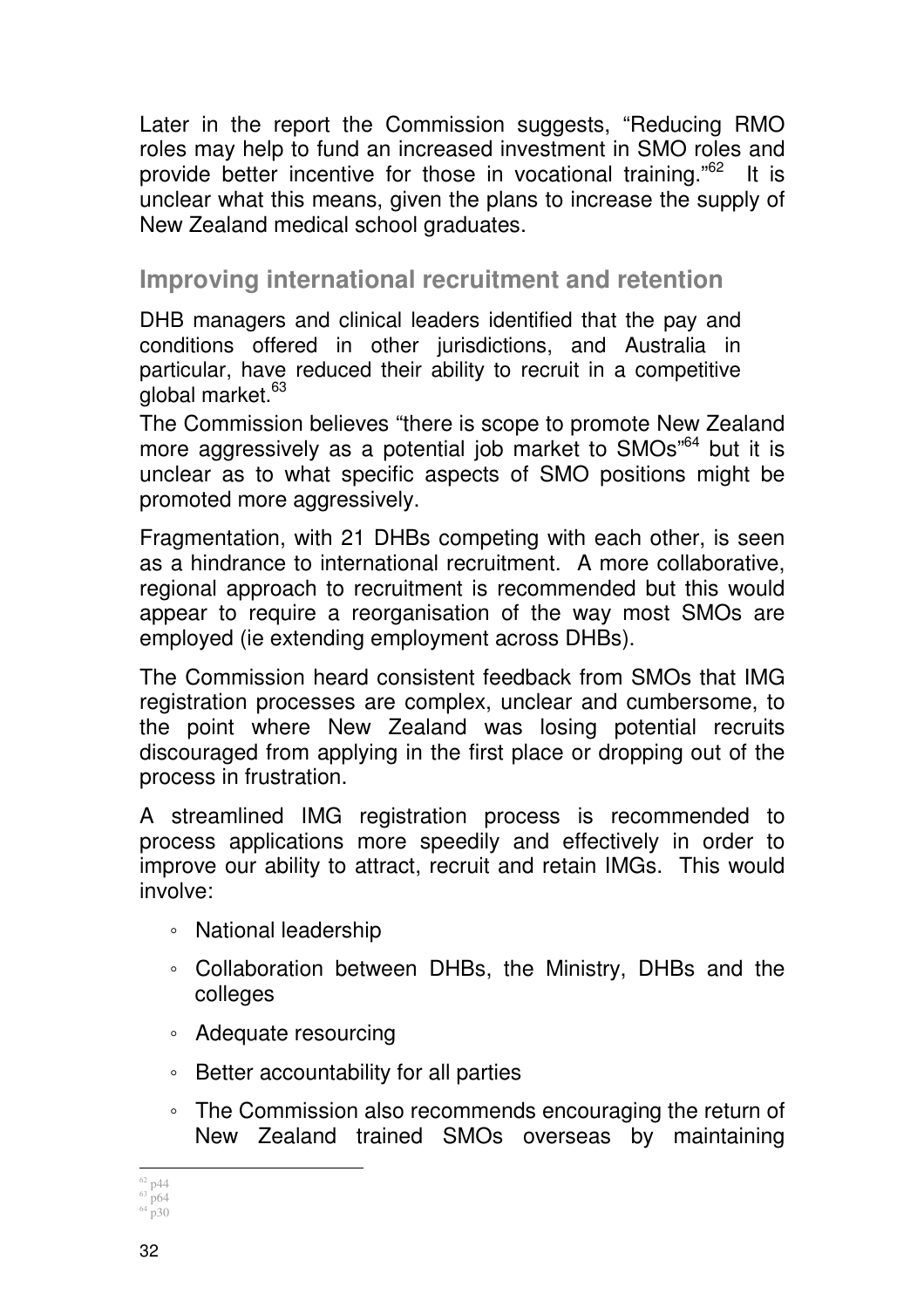Later in the report the Commission suggests, "Reducing RMO roles may help to fund an increased investment in SMO roles and provide better incentive for those in vocational training."[62] It is unclear what this means, given the plans to increase the supply of New Zealand medical school graduates.

## Improving international recruitment and retention

DHB managers and clinical leaders identified that the pay and conditions offered in other jurisdictions, and Australia in particular, have reduced their ability to recruit in a competitive global market.[63]

The Commission believes "there is scope to promote New Zealand more aggressively as a potential job market to SMOs"[64] but it is unclear as to what specific aspects of SMO positions might be promoted more aggressively.

Fragmentation, with 21 DHBs competing with each other, is seen as a hindrance to international recruitment. A more collaborative, regional approach to recruitment is recommended but this would appear to require a reorganisation of the way most SMOs are employed (ie extending employment across DHBs).

The Commission heard consistent feedback from SMOs that IMG registration processes are complex, unclear and cumbersome, to the point where New Zealand was losing potential recruits discouraged from applying in the first place or dropping out of the process in frustration.

A streamlined IMG registration process is recommended to process applications more speedily and effectively in order to improve our ability to attract, recruit and retain IMGs. This would involve:

- National leadership
- Collaboration between DHBs, the Ministry, DHBs and the colleges
- Adequate resourcing
- Better accountability for all parties
- The Commission also recommends encouraging the return of New Zealand trained SMOs overseas by maintaining

[62] p44
[63] p64
[64] p30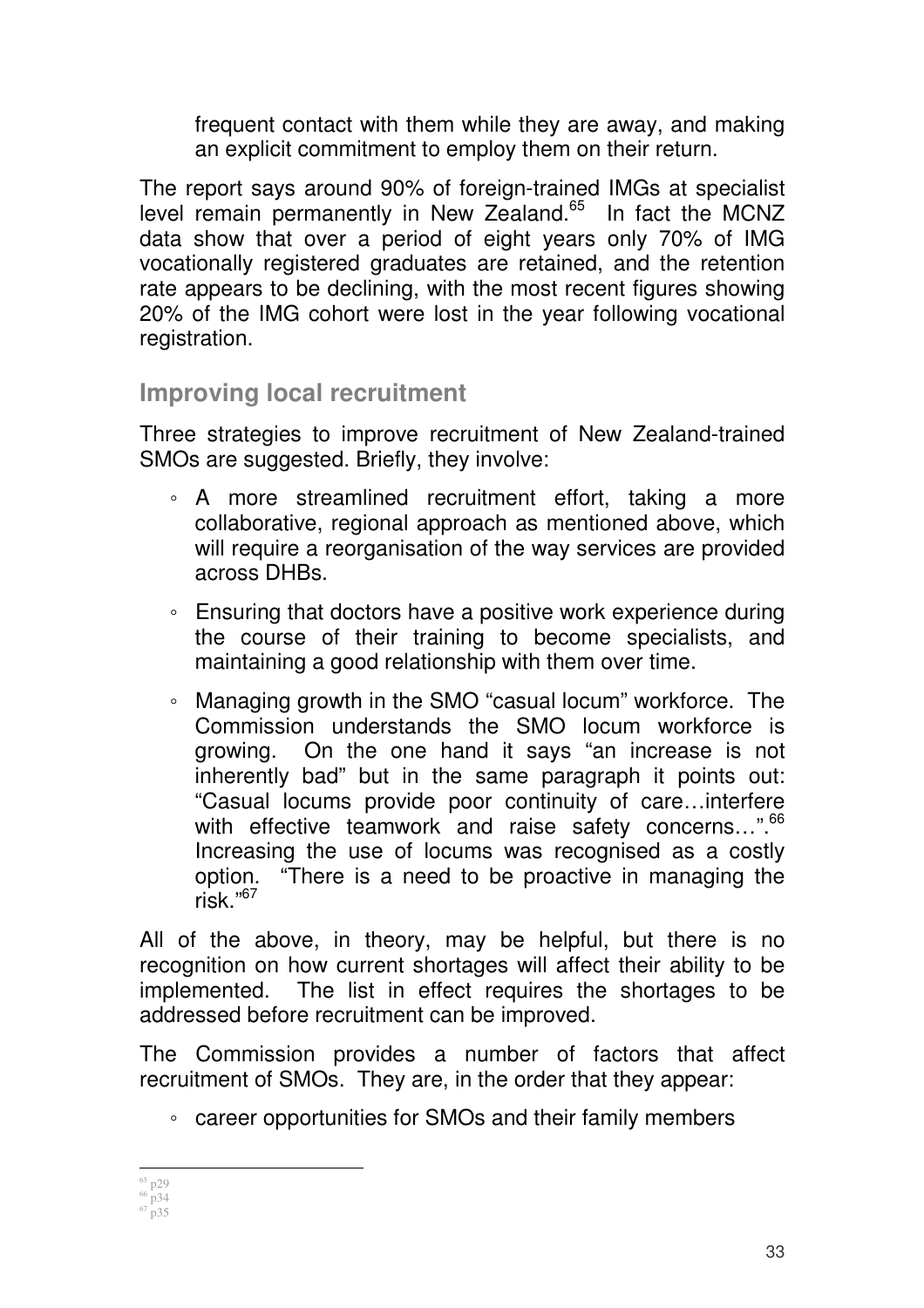frequent contact with them while they are away, and making an explicit commitment to employ them on their return.

The report says around 90% of foreign-trained IMGs at specialist level remain permanently in New Zealand.[65] In fact the MCNZ data show that over a period of eight years only 70% of IMG vocationally registered graduates are retained, and the retention rate appears to be declining, with the most recent figures showing 20% of the IMG cohort were lost in the year following vocational registration.

## Improving local recruitment

Three strategies to improve recruitment of New Zealand-trained SMOs are suggested. Briefly, they involve:

- A more streamlined recruitment effort, taking a more collaborative, regional approach as mentioned above, which will require a reorganisation of the way services are provided across DHBs.
- Ensuring that doctors have a positive work experience during the course of their training to become specialists, and maintaining a good relationship with them over time.
- Managing growth in the SMO "casual locum" workforce. The Commission understands the SMO locum workforce is growing. On the one hand it says "an increase is not inherently bad" but in the same paragraph it points out: "Casual locums provide poor continuity of care…interfere with effective teamwork and raise safety concerns…".[66] Increasing the use of locums was recognised as a costly option. "There is a need to be proactive in managing the risk."[67]

All of the above, in theory, may be helpful, but there is no recognition on how current shortages will affect their ability to be implemented. The list in effect requires the shortages to be addressed before recruitment can be improved.

The Commission provides a number of factors that affect recruitment of SMOs. They are, in the order that they appear:

- career opportunities for SMOs and their family members

---

[65] p29
[66] p34
[67] p35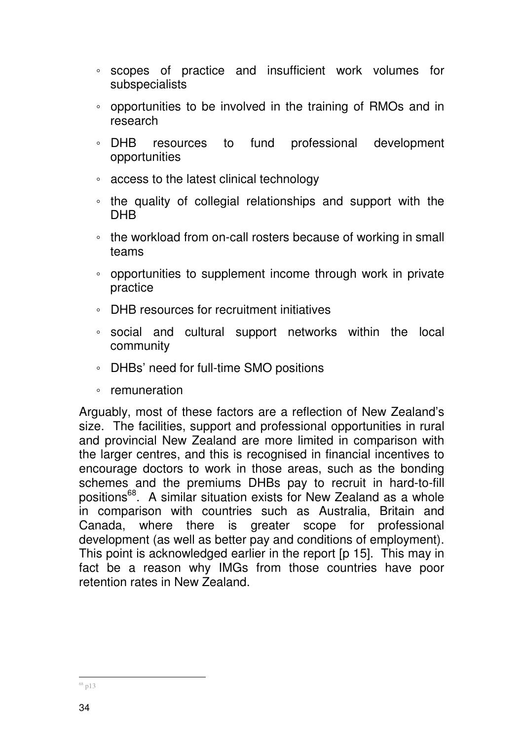- scopes of practice and insufficient work volumes for subspecialists
- opportunities to be involved in the training of RMOs and in research
- DHB resources to fund professional development opportunities
- access to the latest clinical technology
- the quality of collegial relationships and support with the DHB
- the workload from on-call rosters because of working in small teams
- opportunities to supplement income through work in private practice
- DHB resources for recruitment initiatives
- social and cultural support networks within the local community
- DHBs' need for full-time SMO positions
- remuneration

Arguably, most of these factors are a reflection of New Zealand's size. The facilities, support and professional opportunities in rural and provincial New Zealand are more limited in comparison with the larger centres, and this is recognised in financial incentives to encourage doctors to work in those areas, such as the bonding schemes and the premiums DHBs pay to recruit in hard-to-fill positions[68]. A similar situation exists for New Zealand as a whole in comparison with countries such as Australia, Britain and Canada, where there is greater scope for professional development (as well as better pay and conditions of employment). This point is acknowledged earlier in the report [p 15]. This may in fact be a reason why IMGs from those countries have poor retention rates in New Zealand.

[68] p13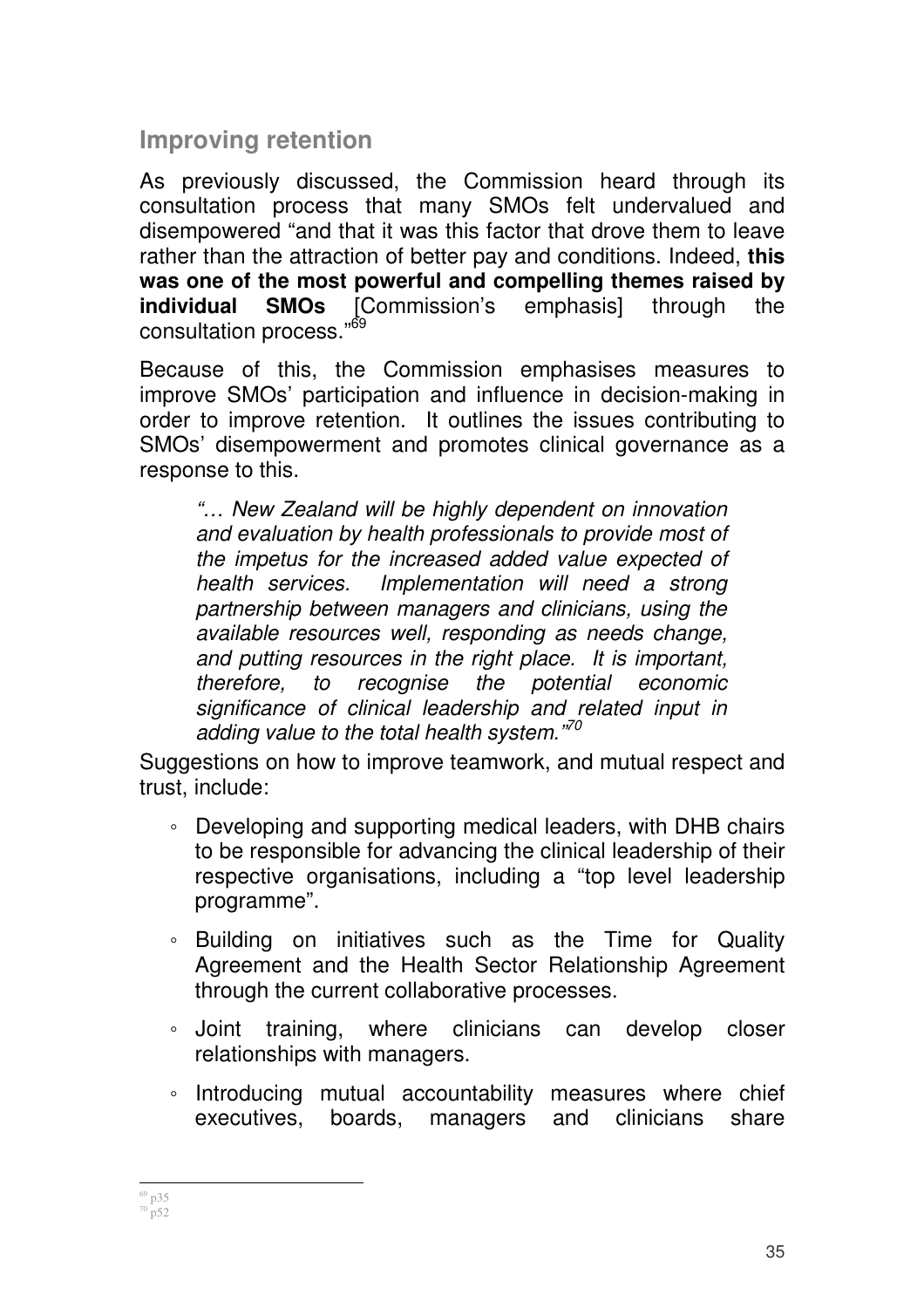## Improving retention

As previously discussed, the Commission heard through its consultation process that many SMOs felt undervalued and disempowered "and that it was this factor that drove them to leave rather than the attraction of better pay and conditions. Indeed, **this was one of the most powerful and compelling themes raised by individual SMOs** [Commission's emphasis] through the consultation process."[69]

Because of this, the Commission emphasises measures to improve SMOs' participation and influence in decision-making in order to improve retention. It outlines the issues contributing to SMOs' disempowerment and promotes clinical governance as a response to this.

> *"… New Zealand will be highly dependent on innovation and evaluation by health professionals to provide most of the impetus for the increased added value expected of health services. Implementation will need a strong partnership between managers and clinicians, using the available resources well, responding as needs change, and putting resources in the right place. It is important, therefore, to recognise the potential economic significance of clinical leadership and related input in adding value to the total health system."*[70]

Suggestions on how to improve teamwork, and mutual respect and trust, include:

- Developing and supporting medical leaders, with DHB chairs to be responsible for advancing the clinical leadership of their respective organisations, including a "top level leadership programme".
- Building on initiatives such as the Time for Quality Agreement and the Health Sector Relationship Agreement through the current collaborative processes.
- Joint training, where clinicians can develop closer relationships with managers.
- Introducing mutual accountability measures where chief executives, boards, managers and clinicians share

---

[69] p35
[70] p52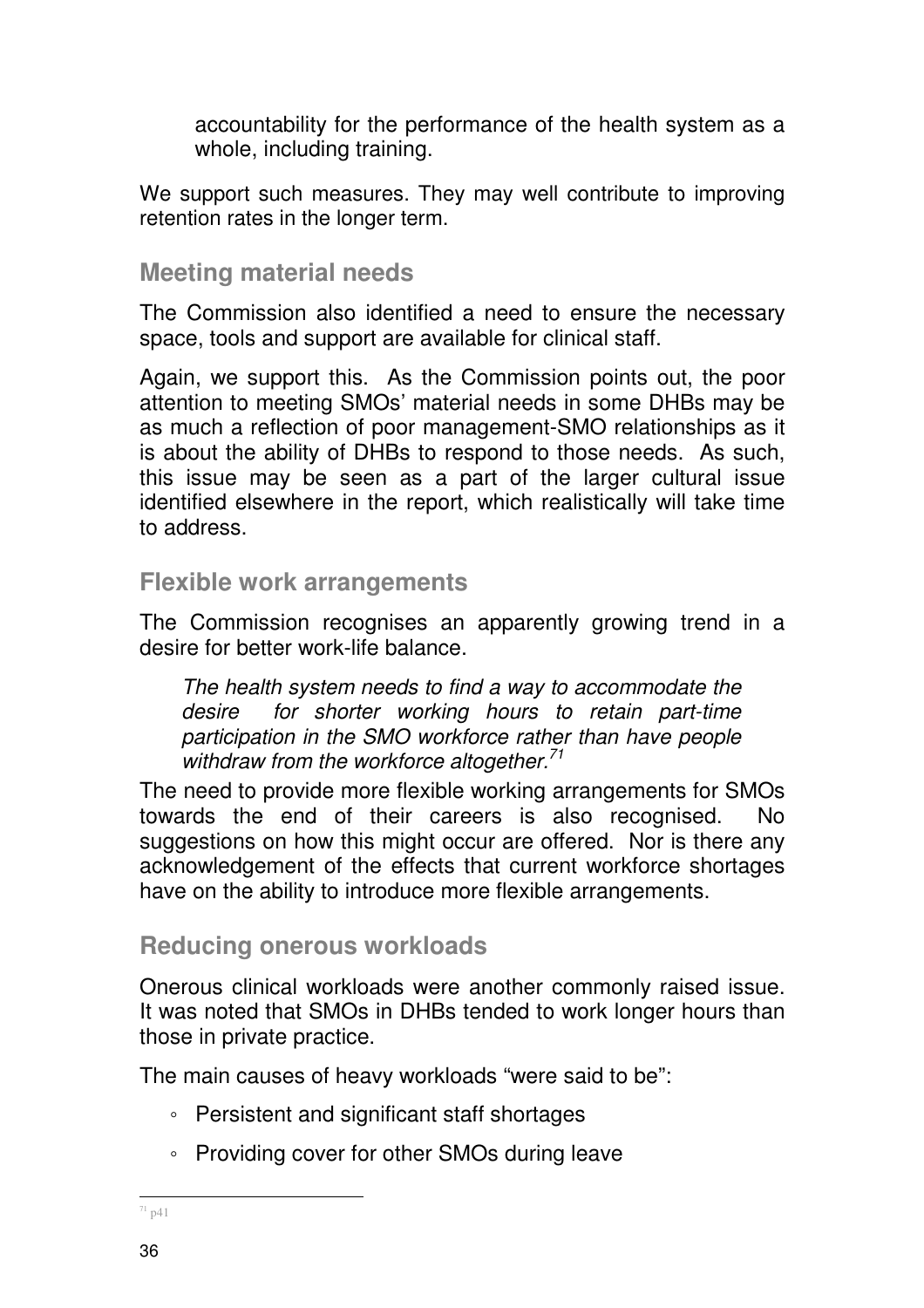accountability for the performance of the health system as a whole, including training.

We support such measures. They may well contribute to improving retention rates in the longer term.

### Meeting material needs

The Commission also identified a need to ensure the necessary space, tools and support are available for clinical staff.

Again, we support this. As the Commission points out, the poor attention to meeting SMOs' material needs in some DHBs may be as much a reflection of poor management-SMO relationships as it is about the ability of DHBs to respond to those needs. As such, this issue may be seen as a part of the larger cultural issue identified elsewhere in the report, which realistically will take time to address.

### Flexible work arrangements

The Commission recognises an apparently growing trend in a desire for better work-life balance.

> *The health system needs to find a way to accommodate the desire for shorter working hours to retain part-time participation in the SMO workforce rather than have people withdraw from the workforce altogether.*[71]

The need to provide more flexible working arrangements for SMOs towards the end of their careers is also recognised. No suggestions on how this might occur are offered. Nor is there any acknowledgement of the effects that current workforce shortages have on the ability to introduce more flexible arrangements.

### Reducing onerous workloads

Onerous clinical workloads were another commonly raised issue. It was noted that SMOs in DHBs tended to work longer hours than those in private practice.

The main causes of heavy workloads "were said to be":

- Persistent and significant staff shortages
- Providing cover for other SMOs during leave

[71] p41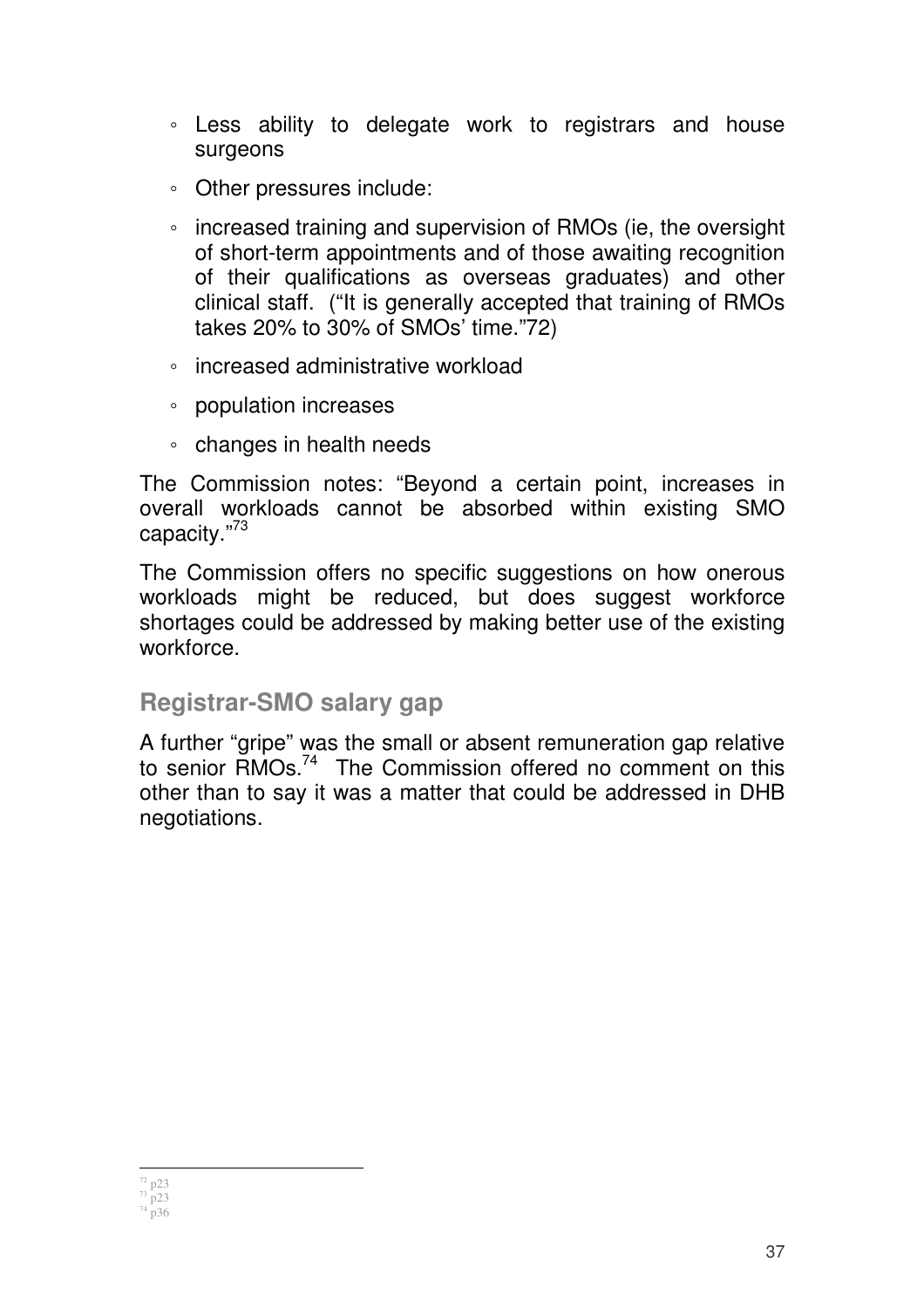- Less ability to delegate work to registrars and house surgeons
- Other pressures include:
- increased training and supervision of RMOs (ie, the oversight of short-term appointments and of those awaiting recognition of their qualifications as overseas graduates) and other clinical staff. ("It is generally accepted that training of RMOs takes 20% to 30% of SMOs' time."72)
- increased administrative workload
- population increases
- changes in health needs

The Commission notes: "Beyond a certain point, increases in overall workloads cannot be absorbed within existing SMO capacity."[73]

The Commission offers no specific suggestions on how onerous workloads might be reduced, but does suggest workforce shortages could be addressed by making better use of the existing workforce.

## Registrar-SMO salary gap

A further "gripe" was the small or absent remuneration gap relative to senior RMOs.[74] The Commission offered no comment on this other than to say it was a matter that could be addressed in DHB negotiations.

---

[72] p23
[73] p23
[74] p36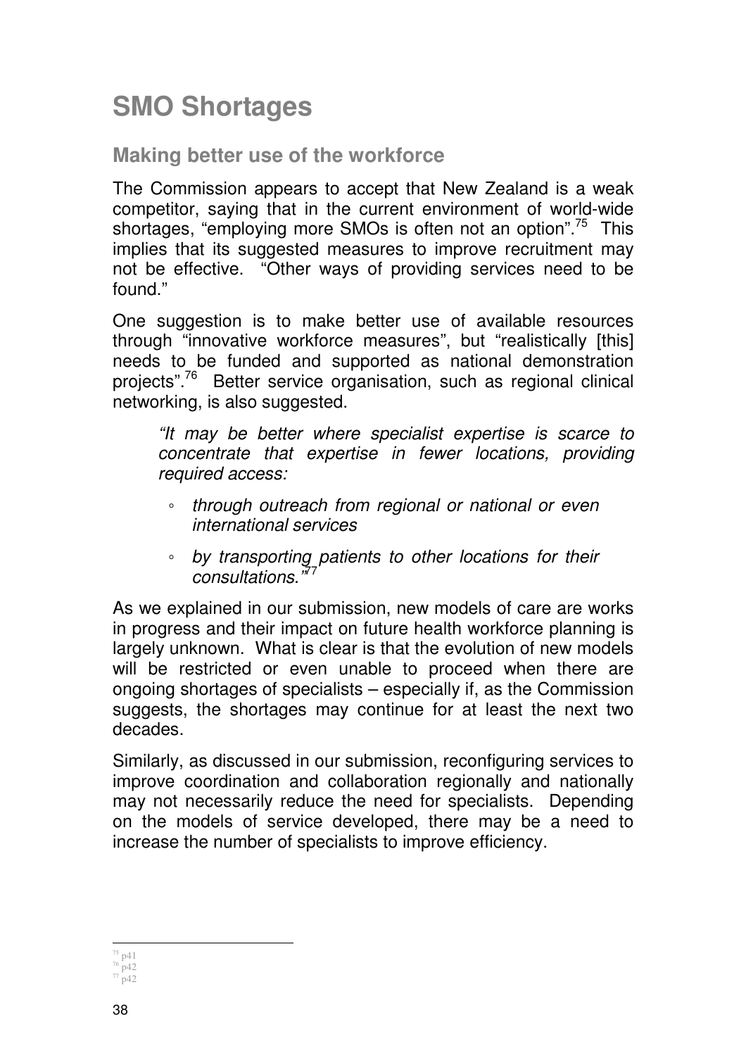# SMO Shortages

## Making better use of the workforce

The Commission appears to accept that New Zealand is a weak competitor, saying that in the current environment of world-wide shortages, "employing more SMOs is often not an option".[75] This implies that its suggested measures to improve recruitment may not be effective. "Other ways of providing services need to be found."

One suggestion is to make better use of available resources through "innovative workforce measures", but "realistically [this] needs to be funded and supported as national demonstration projects".[76] Better service organisation, such as regional clinical networking, is also suggested.

> *"It may be better where specialist expertise is scarce to concentrate that expertise in fewer locations, providing required access:*
>
> - *through outreach from regional or national or even international services*
> - *by transporting patients to other locations for their consultations."*[77]

As we explained in our submission, new models of care are works in progress and their impact on future health workforce planning is largely unknown. What is clear is that the evolution of new models will be restricted or even unable to proceed when there are ongoing shortages of specialists – especially if, as the Commission suggests, the shortages may continue for at least the next two decades.

Similarly, as discussed in our submission, reconfiguring services to improve coordination and collaboration regionally and nationally may not necessarily reduce the need for specialists. Depending on the models of service developed, there may be a need to increase the number of specialists to improve efficiency.

---

[75] p41
[76] p42
[77] p42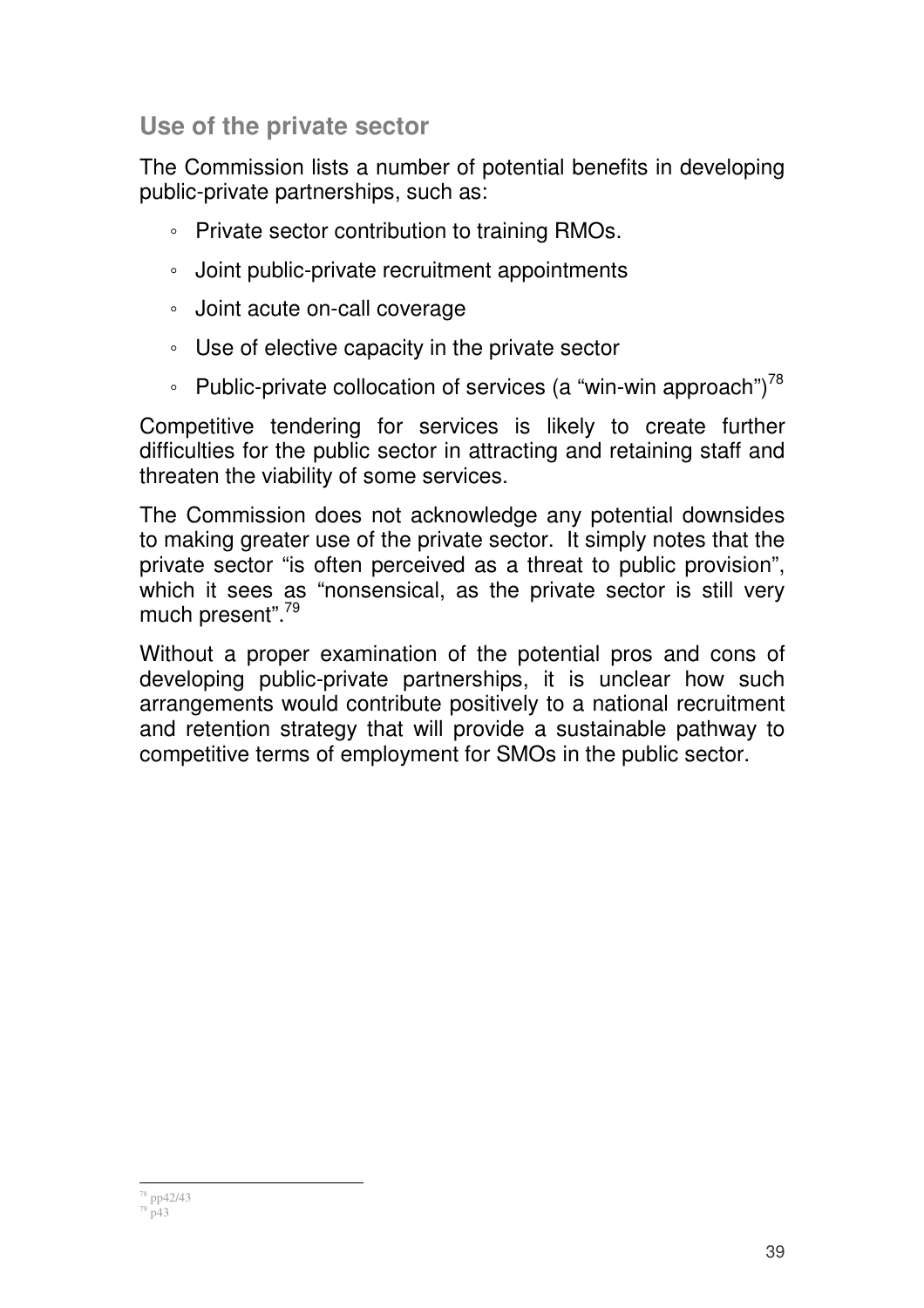## Use of the private sector

The Commission lists a number of potential benefits in developing public-private partnerships, such as:

- Private sector contribution to training RMOs.
- Joint public-private recruitment appointments
- Joint acute on-call coverage
- Use of elective capacity in the private sector
- Public-private collocation of services (a "win-win approach")[78]

Competitive tendering for services is likely to create further difficulties for the public sector in attracting and retaining staff and threaten the viability of some services.

The Commission does not acknowledge any potential downsides to making greater use of the private sector. It simply notes that the private sector "is often perceived as a threat to public provision", which it sees as "nonsensical, as the private sector is still very much present".[79]

Without a proper examination of the potential pros and cons of developing public-private partnerships, it is unclear how such arrangements would contribute positively to a national recruitment and retention strategy that will provide a sustainable pathway to competitive terms of employment for SMOs in the public sector.

[78] pp42/43
[79] p43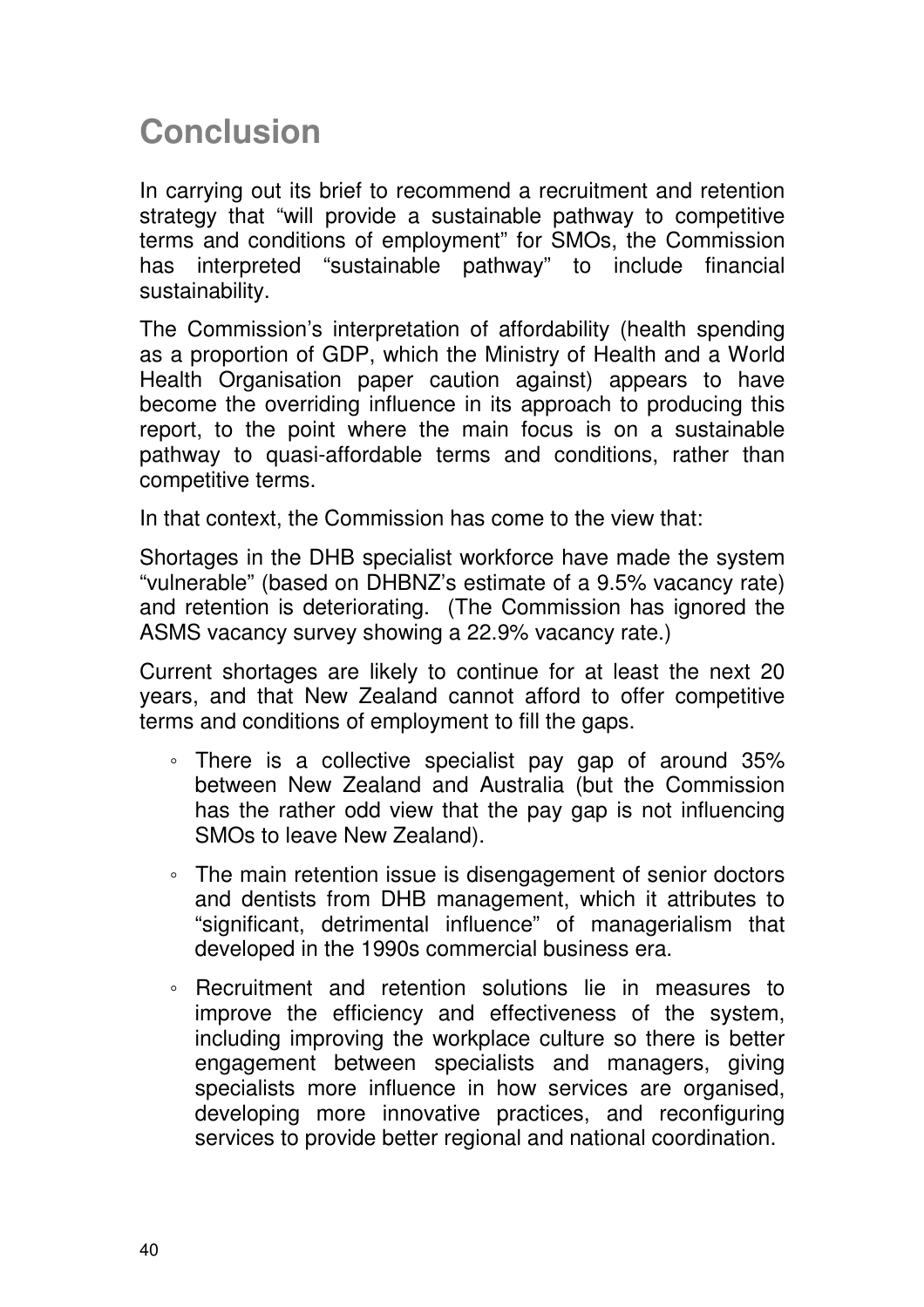# Conclusion

In carrying out its brief to recommend a recruitment and retention strategy that "will provide a sustainable pathway to competitive terms and conditions of employment" for SMOs, the Commission has interpreted "sustainable pathway" to include financial sustainability.

The Commission's interpretation of affordability (health spending as a proportion of GDP, which the Ministry of Health and a World Health Organisation paper caution against) appears to have become the overriding influence in its approach to producing this report, to the point where the main focus is on a sustainable pathway to quasi-affordable terms and conditions, rather than competitive terms.

In that context, the Commission has come to the view that:

Shortages in the DHB specialist workforce have made the system "vulnerable" (based on DHBNZ's estimate of a 9.5% vacancy rate) and retention is deteriorating. (The Commission has ignored the ASMS vacancy survey showing a 22.9% vacancy rate.)

Current shortages are likely to continue for at least the next 20 years, and that New Zealand cannot afford to offer competitive terms and conditions of employment to fill the gaps.

- There is a collective specialist pay gap of around 35% between New Zealand and Australia (but the Commission has the rather odd view that the pay gap is not influencing SMOs to leave New Zealand).
- The main retention issue is disengagement of senior doctors and dentists from DHB management, which it attributes to "significant, detrimental influence" of managerialism that developed in the 1990s commercial business era.
- Recruitment and retention solutions lie in measures to improve the efficiency and effectiveness of the system, including improving the workplace culture so there is better engagement between specialists and managers, giving specialists more influence in how services are organised, developing more innovative practices, and reconfiguring services to provide better regional and national coordination.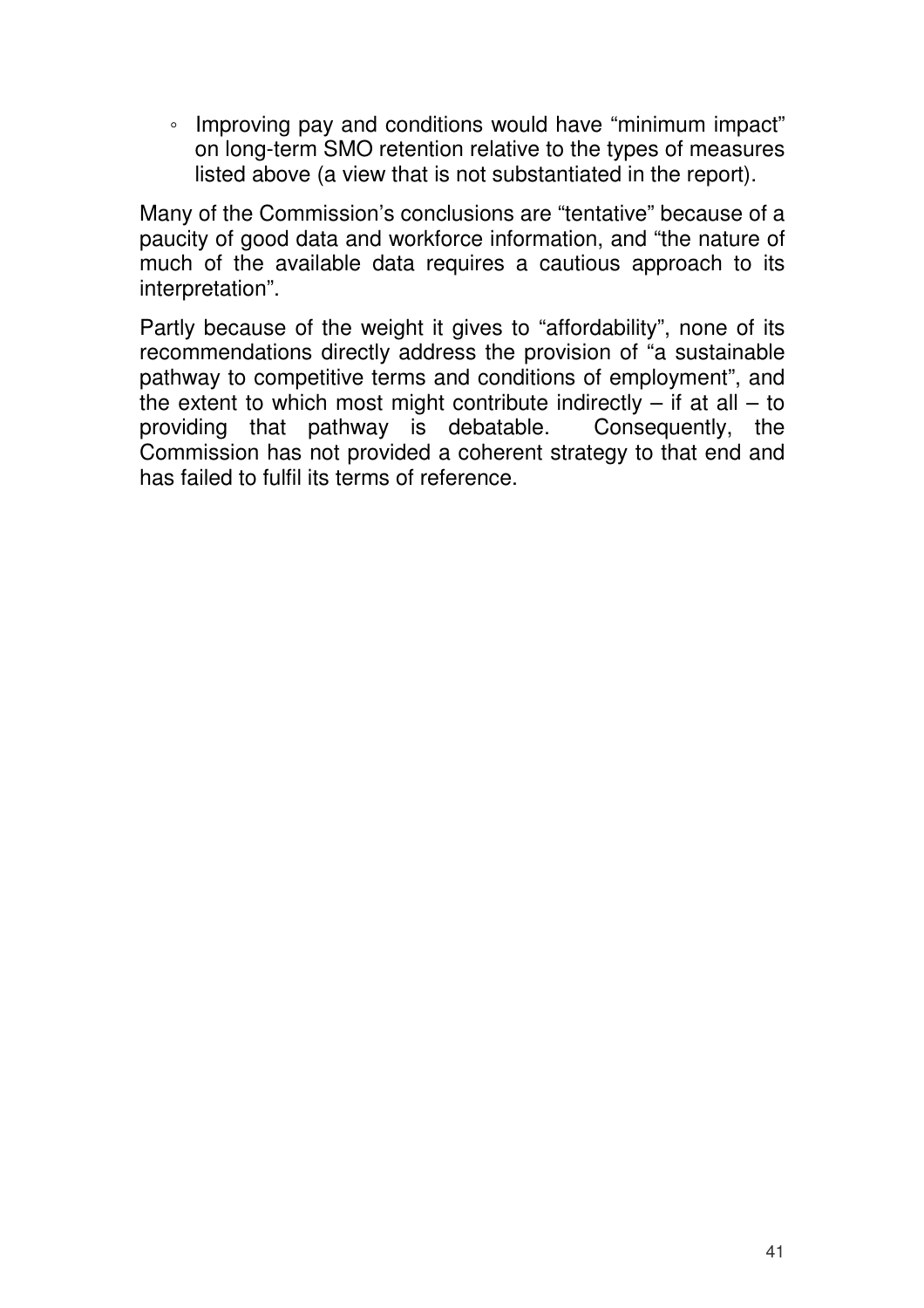- Improving pay and conditions would have "minimum impact" on long-term SMO retention relative to the types of measures listed above (a view that is not substantiated in the report).

Many of the Commission's conclusions are "tentative" because of a paucity of good data and workforce information, and "the nature of much of the available data requires a cautious approach to its interpretation".

Partly because of the weight it gives to "affordability", none of its recommendations directly address the provision of "a sustainable pathway to competitive terms and conditions of employment", and the extent to which most might contribute indirectly – if at all – to providing that pathway is debatable. Consequently, the Commission has not provided a coherent strategy to that end and has failed to fulfil its terms of reference.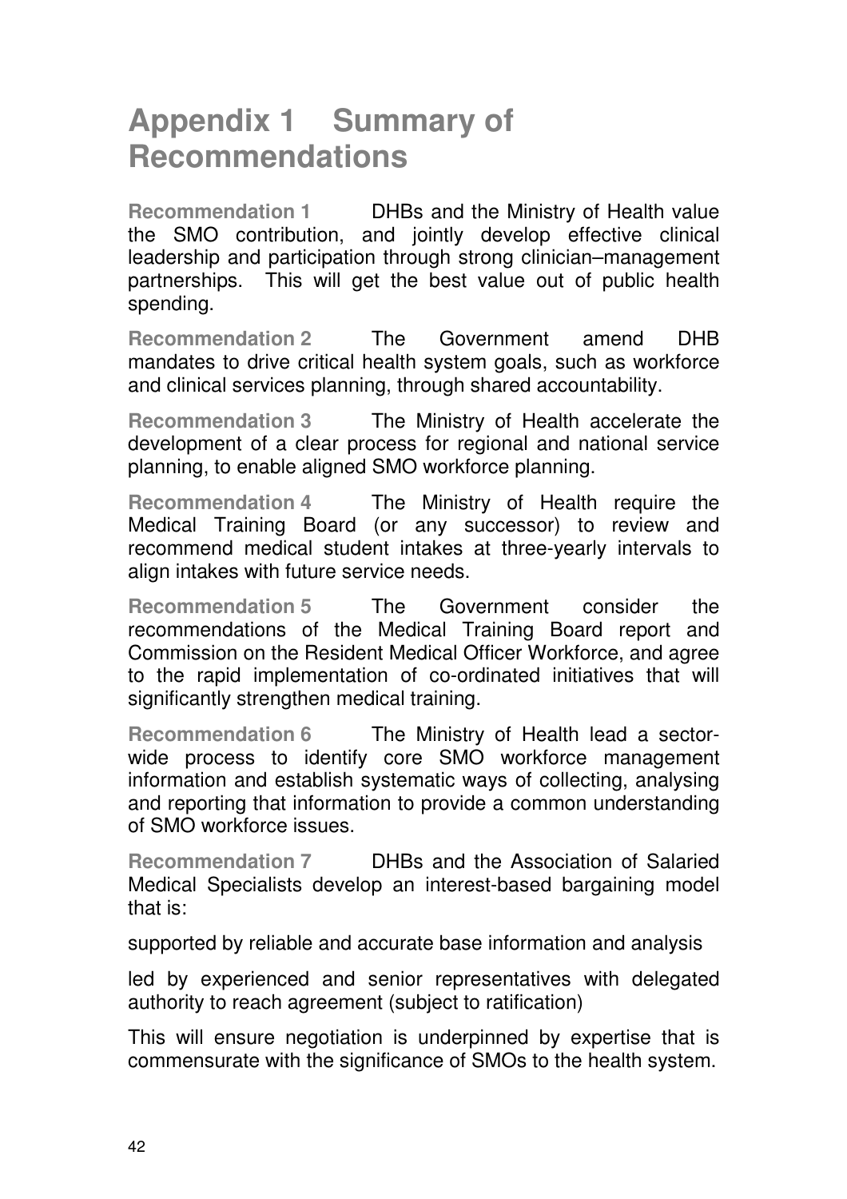# Appendix 1 Summary of Recommendations

**Recommendation 1** DHBs and the Ministry of Health value the SMO contribution, and jointly develop effective clinical leadership and participation through strong clinician–management partnerships. This will get the best value out of public health spending.

**Recommendation 2** The Government amend DHB mandates to drive critical health system goals, such as workforce and clinical services planning, through shared accountability.

**Recommendation 3** The Ministry of Health accelerate the development of a clear process for regional and national service planning, to enable aligned SMO workforce planning.

**Recommendation 4** The Ministry of Health require the Medical Training Board (or any successor) to review and recommend medical student intakes at three-yearly intervals to align intakes with future service needs.

**Recommendation 5** The Government consider the recommendations of the Medical Training Board report and Commission on the Resident Medical Officer Workforce, and agree to the rapid implementation of co-ordinated initiatives that will significantly strengthen medical training.

**Recommendation 6** The Ministry of Health lead a sector-wide process to identify core SMO workforce management information and establish systematic ways of collecting, analysing and reporting that information to provide a common understanding of SMO workforce issues.

**Recommendation 7** DHBs and the Association of Salaried Medical Specialists develop an interest-based bargaining model that is:

supported by reliable and accurate base information and analysis

led by experienced and senior representatives with delegated authority to reach agreement (subject to ratification)

This will ensure negotiation is underpinned by expertise that is commensurate with the significance of SMOs to the health system.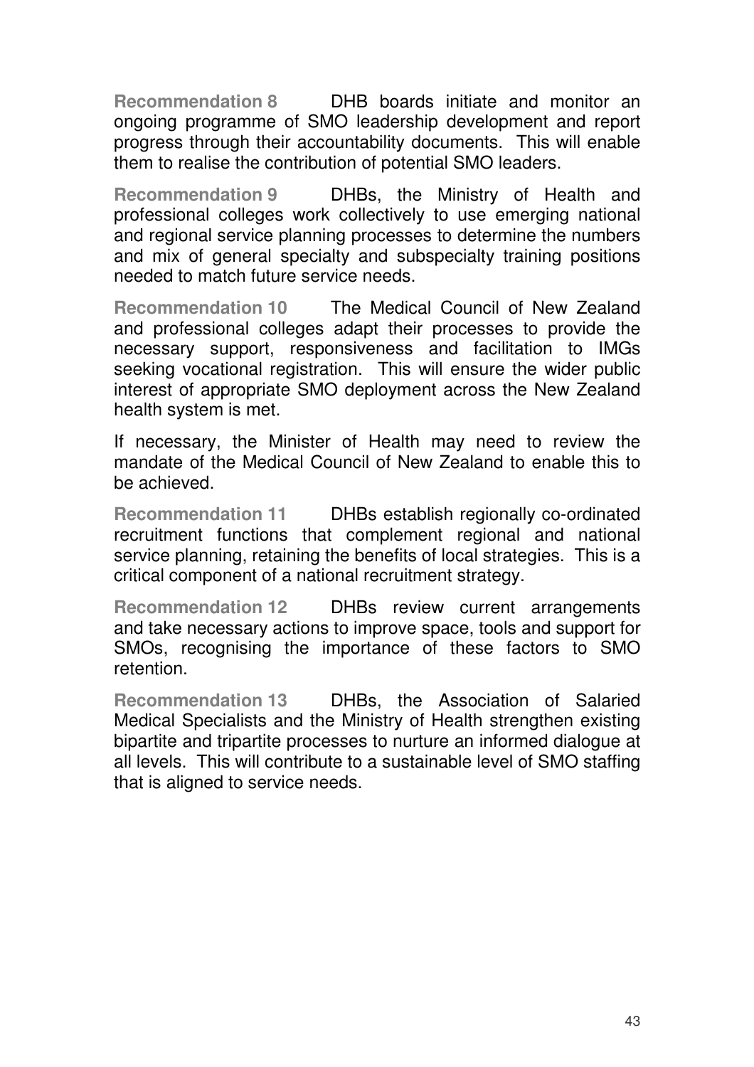**Recommendation 8** DHB boards initiate and monitor an ongoing programme of SMO leadership development and report progress through their accountability documents. This will enable them to realise the contribution of potential SMO leaders.

**Recommendation 9** DHBs, the Ministry of Health and professional colleges work collectively to use emerging national and regional service planning processes to determine the numbers and mix of general specialty and subspecialty training positions needed to match future service needs.

**Recommendation 10** The Medical Council of New Zealand and professional colleges adapt their processes to provide the necessary support, responsiveness and facilitation to IMGs seeking vocational registration. This will ensure the wider public interest of appropriate SMO deployment across the New Zealand health system is met.

If necessary, the Minister of Health may need to review the mandate of the Medical Council of New Zealand to enable this to be achieved.

**Recommendation 11** DHBs establish regionally co-ordinated recruitment functions that complement regional and national service planning, retaining the benefits of local strategies. This is a critical component of a national recruitment strategy.

**Recommendation 12** DHBs review current arrangements and take necessary actions to improve space, tools and support for SMOs, recognising the importance of these factors to SMO retention.

**Recommendation 13** DHBs, the Association of Salaried Medical Specialists and the Ministry of Health strengthen existing bipartite and tripartite processes to nurture an informed dialogue at all levels. This will contribute to a sustainable level of SMO staffing that is aligned to service needs.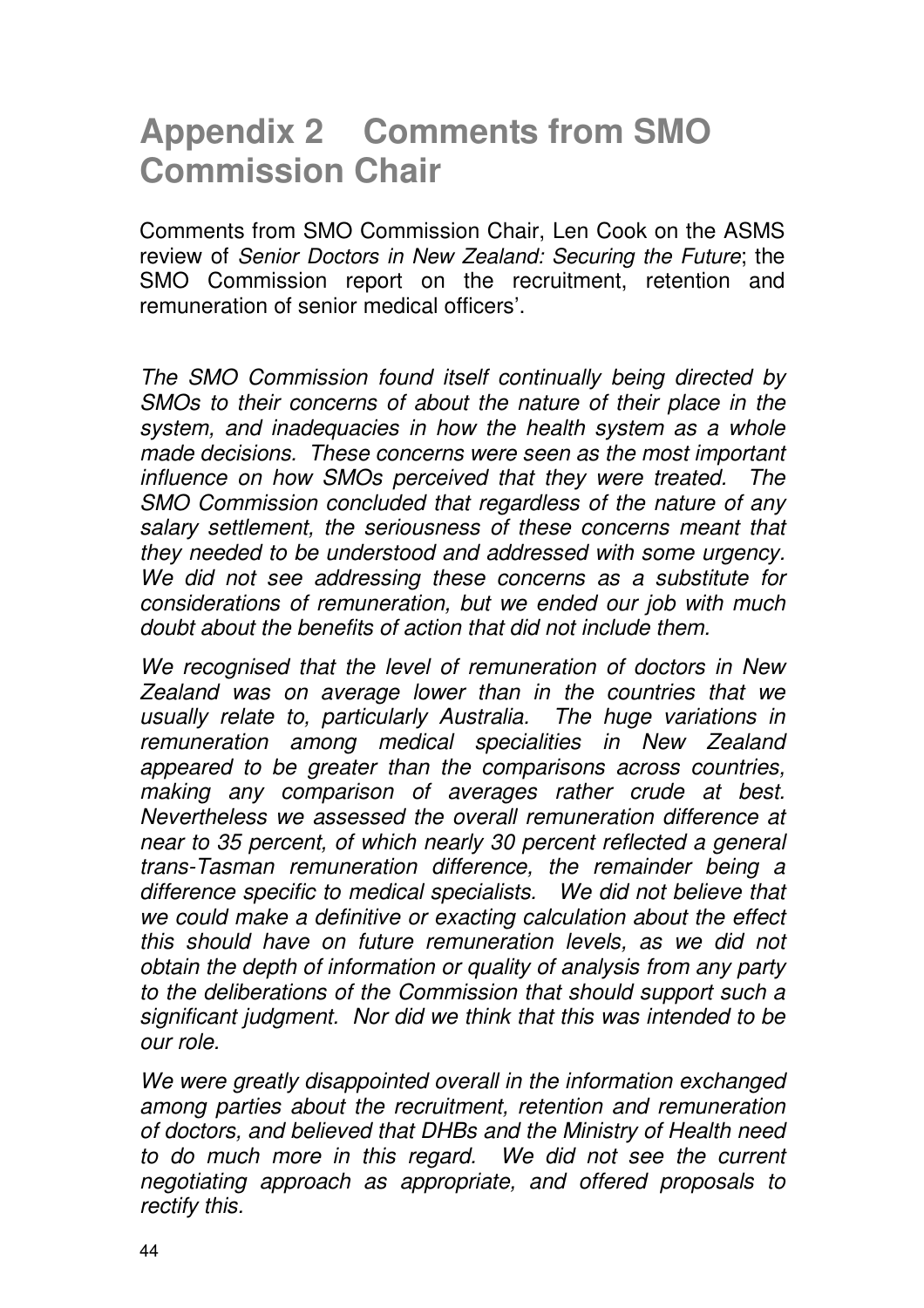# Appendix 2 Comments from SMO Commission Chair

Comments from SMO Commission Chair, Len Cook on the ASMS review of *Senior Doctors in New Zealand: Securing the Future*; the SMO Commission report on the recruitment, retention and remuneration of senior medical officers'.

*The SMO Commission found itself continually being directed by SMOs to their concerns of about the nature of their place in the system, and inadequacies in how the health system as a whole made decisions. These concerns were seen as the most important influence on how SMOs perceived that they were treated. The SMO Commission concluded that regardless of the nature of any salary settlement, the seriousness of these concerns meant that they needed to be understood and addressed with some urgency. We did not see addressing these concerns as a substitute for considerations of remuneration, but we ended our job with much doubt about the benefits of action that did not include them.*

*We recognised that the level of remuneration of doctors in New Zealand was on average lower than in the countries that we usually relate to, particularly Australia. The huge variations in remuneration among medical specialities in New Zealand appeared to be greater than the comparisons across countries, making any comparison of averages rather crude at best. Nevertheless we assessed the overall remuneration difference at near to 35 percent, of which nearly 30 percent reflected a general trans-Tasman remuneration difference, the remainder being a difference specific to medical specialists. We did not believe that we could make a definitive or exacting calculation about the effect this should have on future remuneration levels, as we did not obtain the depth of information or quality of analysis from any party to the deliberations of the Commission that should support such a significant judgment. Nor did we think that this was intended to be our role.*

*We were greatly disappointed overall in the information exchanged among parties about the recruitment, retention and remuneration of doctors, and believed that DHBs and the Ministry of Health need to do much more in this regard. We did not see the current negotiating approach as appropriate, and offered proposals to rectify this.*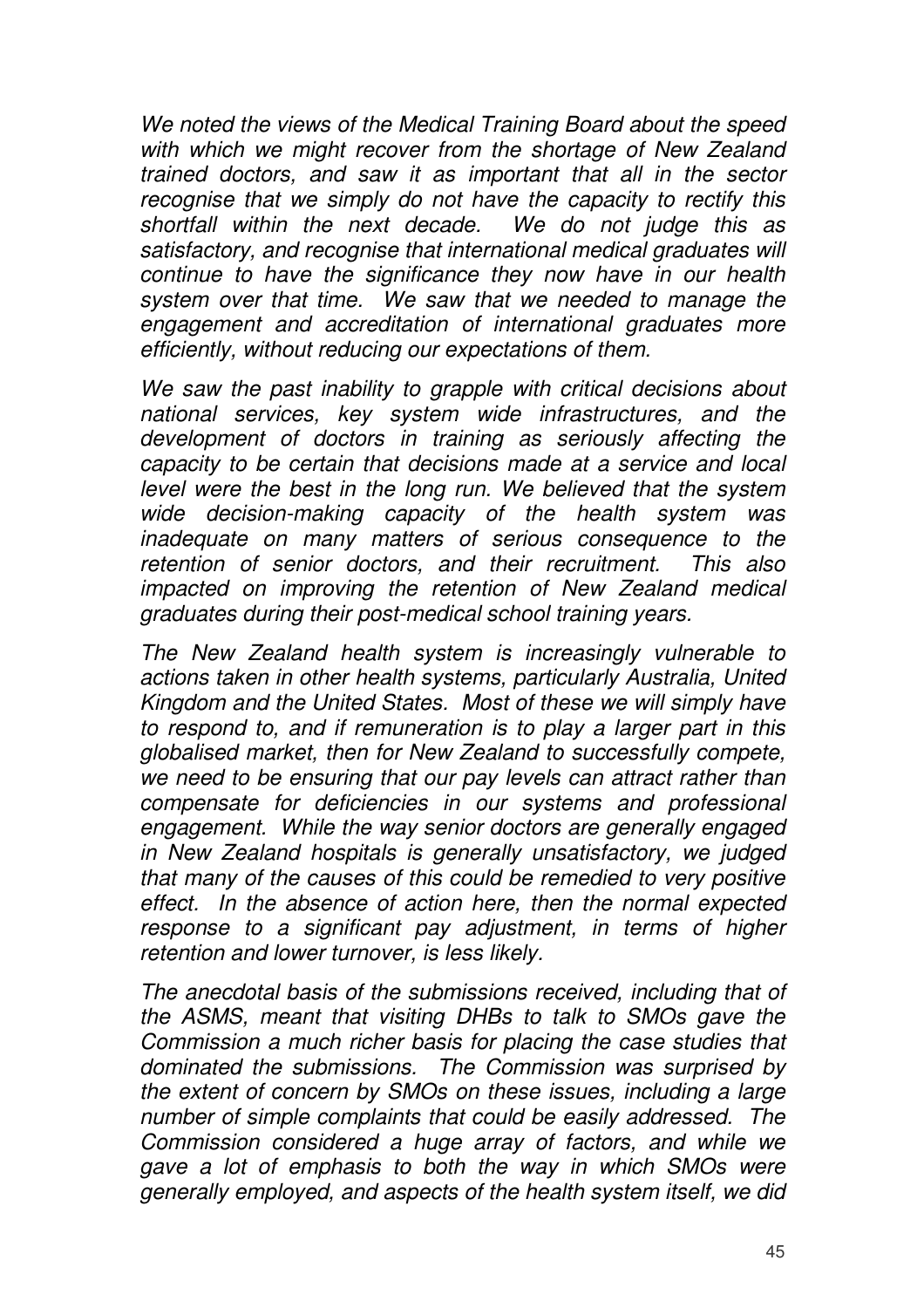*We noted the views of the Medical Training Board about the speed with which we might recover from the shortage of New Zealand trained doctors, and saw it as important that all in the sector recognise that we simply do not have the capacity to rectify this shortfall within the next decade. We do not judge this as satisfactory, and recognise that international medical graduates will continue to have the significance they now have in our health system over that time. We saw that we needed to manage the engagement and accreditation of international graduates more efficiently, without reducing our expectations of them.*

*We saw the past inability to grapple with critical decisions about national services, key system wide infrastructures, and the development of doctors in training as seriously affecting the capacity to be certain that decisions made at a service and local level were the best in the long run. We believed that the system wide decision-making capacity of the health system was inadequate on many matters of serious consequence to the retention of senior doctors, and their recruitment. This also impacted on improving the retention of New Zealand medical graduates during their post-medical school training years.*

*The New Zealand health system is increasingly vulnerable to actions taken in other health systems, particularly Australia, United Kingdom and the United States. Most of these we will simply have to respond to, and if remuneration is to play a larger part in this globalised market, then for New Zealand to successfully compete, we need to be ensuring that our pay levels can attract rather than compensate for deficiencies in our systems and professional engagement. While the way senior doctors are generally engaged in New Zealand hospitals is generally unsatisfactory, we judged that many of the causes of this could be remedied to very positive effect. In the absence of action here, then the normal expected response to a significant pay adjustment, in terms of higher retention and lower turnover, is less likely.*

*The anecdotal basis of the submissions received, including that of the ASMS, meant that visiting DHBs to talk to SMOs gave the Commission a much richer basis for placing the case studies that dominated the submissions. The Commission was surprised by the extent of concern by SMOs on these issues, including a large number of simple complaints that could be easily addressed. The Commission considered a huge array of factors, and while we gave a lot of emphasis to both the way in which SMOs were generally employed, and aspects of the health system itself, we did*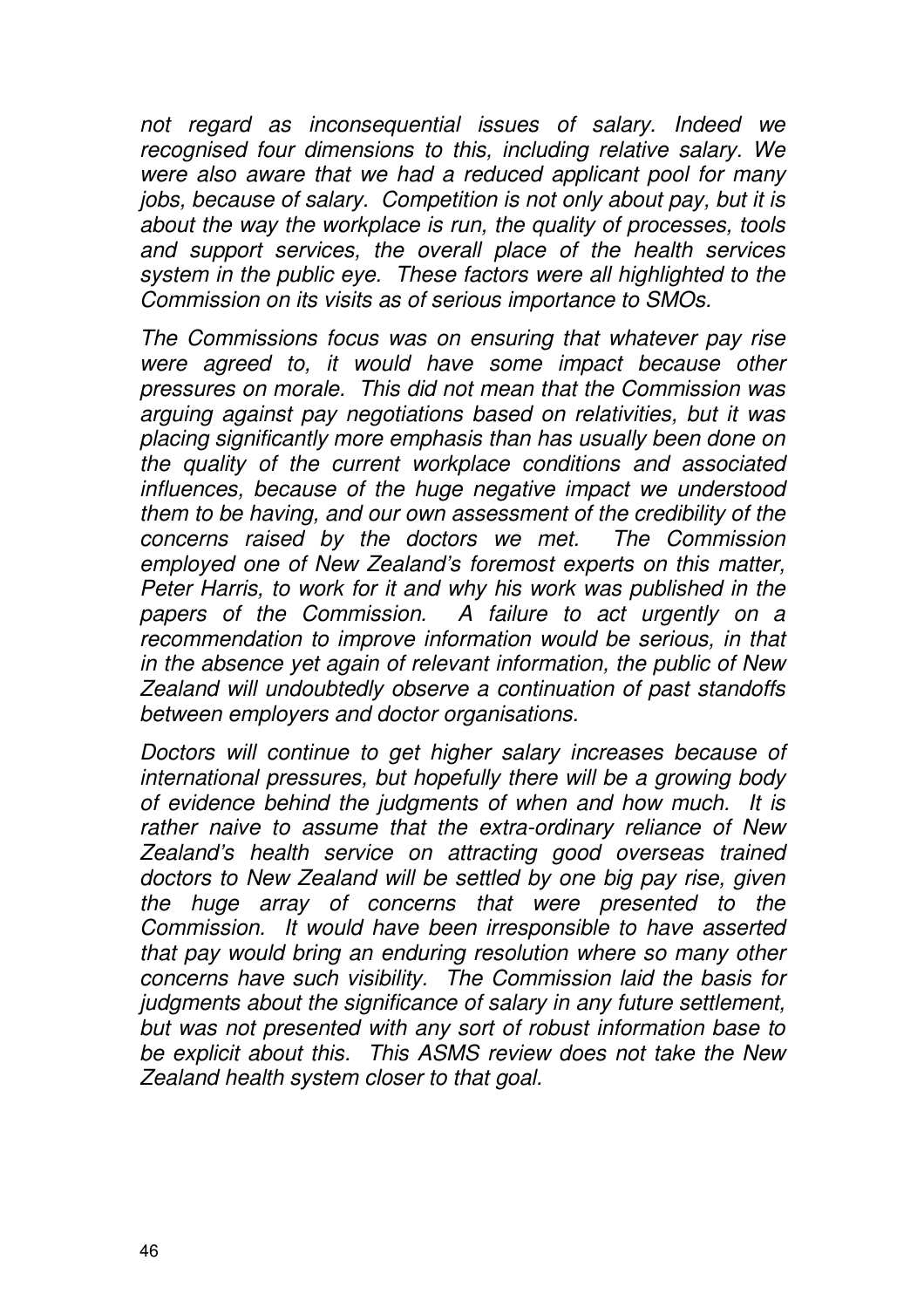*not regard as inconsequential issues of salary. Indeed we recognised four dimensions to this, including relative salary. We were also aware that we had a reduced applicant pool for many jobs, because of salary. Competition is not only about pay, but it is about the way the workplace is run, the quality of processes, tools and support services, the overall place of the health services system in the public eye. These factors were all highlighted to the Commission on its visits as of serious importance to SMOs.*

*The Commissions focus was on ensuring that whatever pay rise were agreed to, it would have some impact because other pressures on morale. This did not mean that the Commission was arguing against pay negotiations based on relativities, but it was placing significantly more emphasis than has usually been done on the quality of the current workplace conditions and associated influences, because of the huge negative impact we understood them to be having, and our own assessment of the credibility of the concerns raised by the doctors we met. The Commission employed one of New Zealand's foremost experts on this matter, Peter Harris, to work for it and why his work was published in the papers of the Commission. A failure to act urgently on a recommendation to improve information would be serious, in that in the absence yet again of relevant information, the public of New Zealand will undoubtedly observe a continuation of past standoffs between employers and doctor organisations.*

*Doctors will continue to get higher salary increases because of international pressures, but hopefully there will be a growing body of evidence behind the judgments of when and how much. It is rather naive to assume that the extra-ordinary reliance of New Zealand's health service on attracting good overseas trained doctors to New Zealand will be settled by one big pay rise, given the huge array of concerns that were presented to the Commission. It would have been irresponsible to have asserted that pay would bring an enduring resolution where so many other concerns have such visibility. The Commission laid the basis for judgments about the significance of salary in any future settlement, but was not presented with any sort of robust information base to be explicit about this. This ASMS review does not take the New Zealand health system closer to that goal.*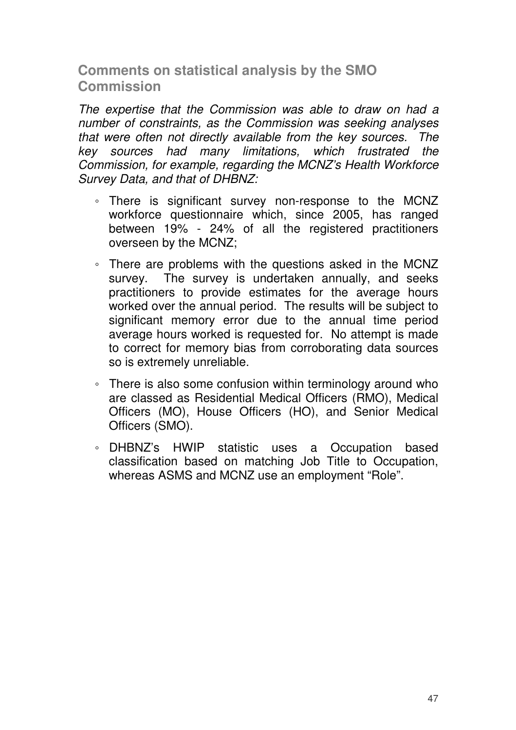## Comments on statistical analysis by the SMO Commission

*The expertise that the Commission was able to draw on had a number of constraints, as the Commission was seeking analyses that were often not directly available from the key sources. The key sources had many limitations, which frustrated the Commission, for example, regarding the MCNZ's Health Workforce Survey Data, and that of DHBNZ:*

- There is significant survey non-response to the MCNZ workforce questionnaire which, since 2005, has ranged between 19% - 24% of all the registered practitioners overseen by the MCNZ;
- There are problems with the questions asked in the MCNZ survey. The survey is undertaken annually, and seeks practitioners to provide estimates for the average hours worked over the annual period. The results will be subject to significant memory error due to the annual time period average hours worked is requested for. No attempt is made to correct for memory bias from corroborating data sources so is extremely unreliable.
- There is also some confusion within terminology around who are classed as Residential Medical Officers (RMO), Medical Officers (MO), House Officers (HO), and Senior Medical Officers (SMO).
- DHBNZ's HWIP statistic uses a Occupation based classification based on matching Job Title to Occupation, whereas ASMS and MCNZ use an employment "Role".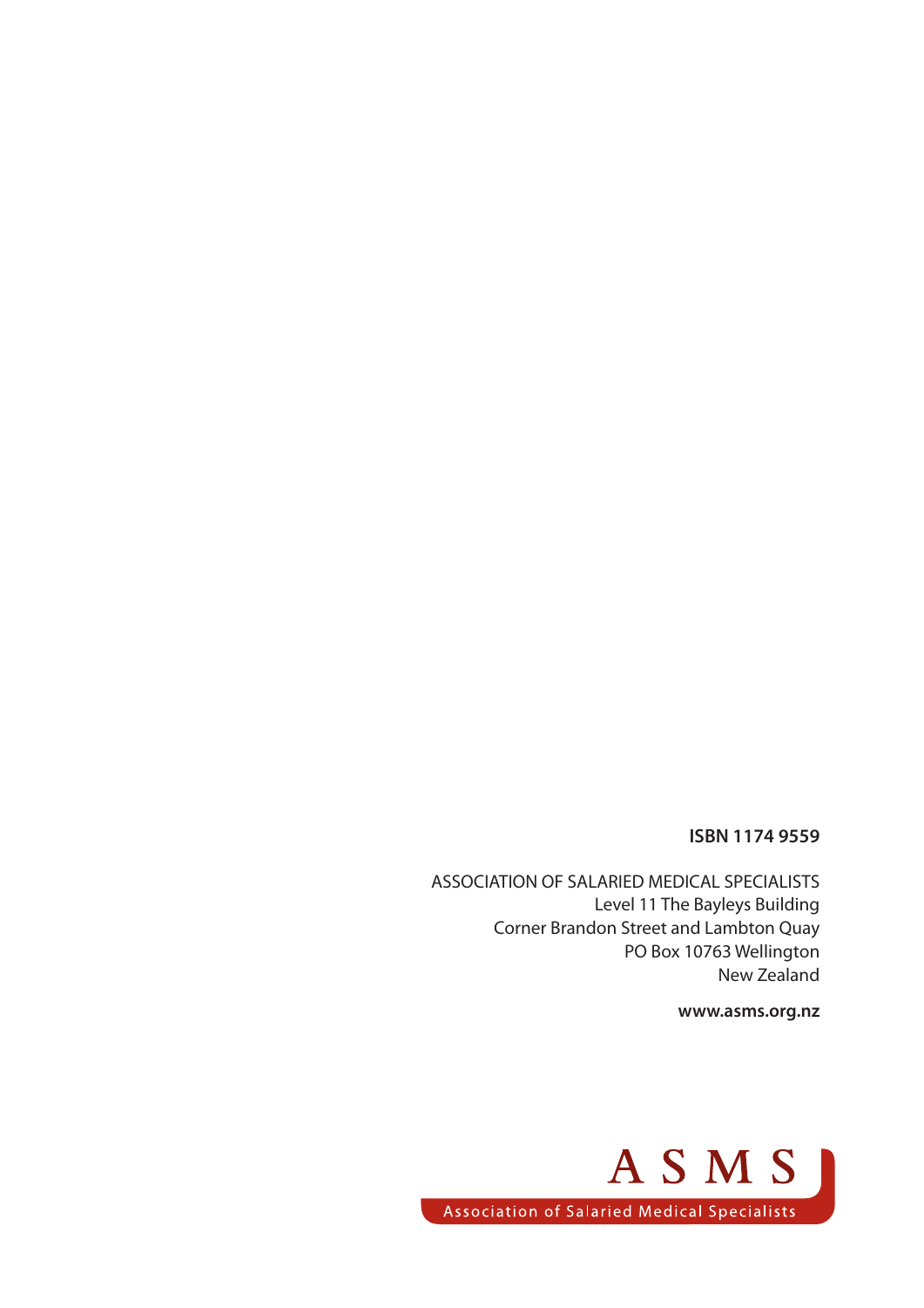**ISBN 1174 9559**

ASSOCIATION OF SALARIED MEDICAL SPECIALISTS
Level 11 The Bayleys Building
Corner Brandon Street and Lambton Quay
PO Box 10763 Wellington
New Zealand

**www.asms.org.nz**

ASMS
Association of Salaried Medical Specialists